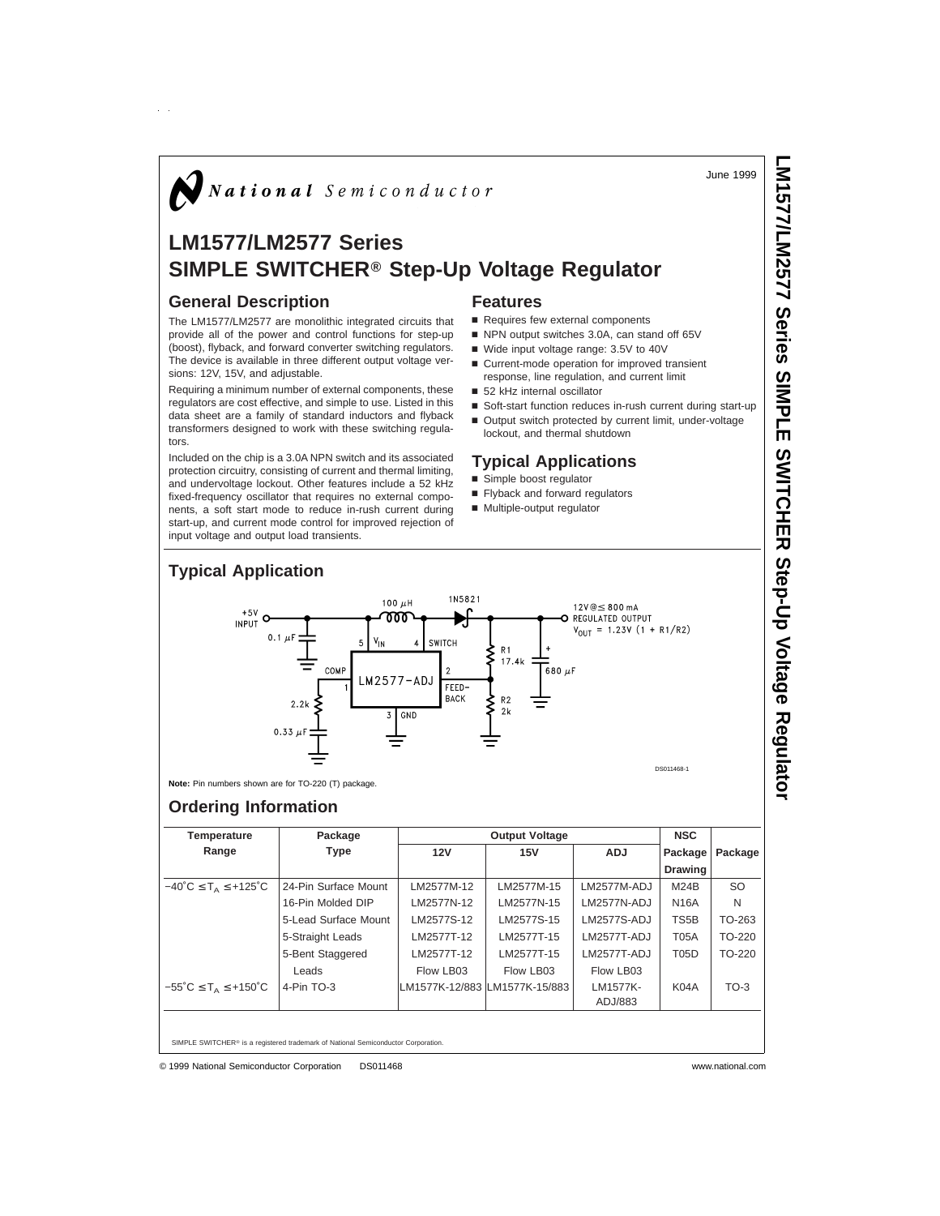National Semiconductor

June 1999

# LM1577/LM2577 Series SIMPLE SWITCHER® Step-Up Voltage Regulator

## General Description

The LM1577/LM2577 are monolithic integrated circuits that provide all of the power and control functions for step-up (boost), flyback, and forward converter switching regulators. The device is available in three different output voltage versions: 12V, 15V, and adjustable.

Requiring a minimum number of external components, these regulators are cost effective, and simple to use. Listed in this data sheet are a family of standard inductors and flyback transformers designed to work with these switching regulators.

Included on the chip is a 3.0A NPN switch and its associated protection circuitry, consisting of current and thermal limiting, and undervoltage lockout. Other features include a 52 kHz fixed-frequency oscillator that requires no external components, a soft start mode to reduce in-rush current during start-up, and current mode control for improved rejection of input voltage and output load transients.

## Features

- Requires few external components
- NPN output switches 3.0A, can stand off 65V
- Wide input voltage range: 3.5V to 40V
- Current-mode operation for improved transient response, line regulation, and current limit
- 52 kHz internal oscillator
- Soft-start function reduces in-rush current during start-up
- Output switch protected by current limit, under-voltage lockout, and thermal shutdown

## Typical Applications

- Simple boost regulator
- Flyback and forward regulators
- Multiple-output regulator

## Typical Application

+5V INPUT
0.1 μF
100 μH
1N5821
5 $V_{IN}$
4 SWITCH
LM2577-ADJ
COMP 1
2 FEED-BACK
3 GND
2.2k
0.33 μF
R1 17.4k
R2 2k
680 μF
12V@≤ 800 mA REGULATED OUTPUT
$V_{OUT} = 1.23V\ (1 + R1/R2)$
DS011468-1

**Note:** Pin numbers shown are for TO-220 (T) package.

## Ordering Information

| Temperature Range | Package Type | Output Voltage | | | NSC Package Drawing | Package |
|---|---|---|---|---|---|---|
| | | 12V | 15V | ADJ | | |
| $-40^{\circ}C \leq T_A \leq +125^{\circ}C$ | 24-Pin Surface Mount | LM2577M-12 | LM2577M-15 | LM2577M-ADJ | M24B | SO |
| | 16-Pin Molded DIP | LM2577N-12 | LM2577N-15 | LM2577N-ADJ | N16A | N |
| | 5-Lead Surface Mount | LM2577S-12 | LM2577S-15 | LM2577S-ADJ | TS5B | TO-263 |
| | 5-Straight Leads | LM2577T-12 | LM2577T-15 | LM2577T-ADJ | T05A | TO-220 |
| | 5-Bent Staggered Leads | LM2577T-12 Flow LB03 | LM2577T-15 Flow LB03 | LM2577T-ADJ Flow LB03 | T05D | TO-220 |
| $-55^{\circ}C \leq T_A \leq +150^{\circ}C$ | 4-Pin TO-3 | LM1577K-12/883 | LM1577K-15/883 | LM1577K-ADJ/883 | K04A | TO-3 |

SIMPLE SWITCHER® is a registered trademark of National Semiconductor Corporation.

© 1999 National Semiconductor Corporation DS011468 www.national.com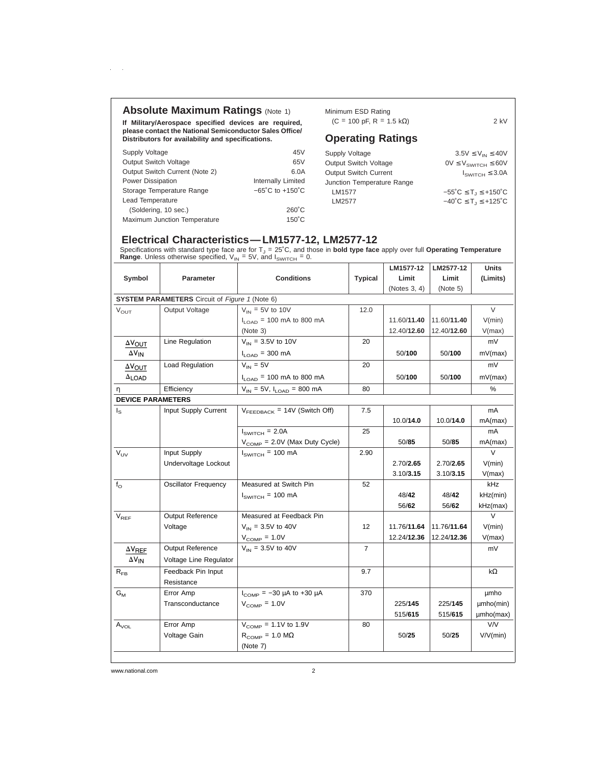## Absolute Maximum Ratings (Note 1)

**If Military/Aerospace specified devices are required, please contact the National Semiconductor Sales Office/ Distributors for availability and specifications.**

| | |
|---|---|
| Supply Voltage | 45V |
| Output Switch Voltage | 65V |
| Output Switch Current (Note 2) | 6.0A |
| Power Dissipation | Internally Limited |
| Storage Temperature Range | −65˚C to +150˚C |
| Lead Temperature | |
| (Soldering, 10 sec.) | 260˚C |
| Maximum Junction Temperature | 150˚C |
| Minimum ESD Rating | |
| (C = 100 pF, R = 1.5 kΩ) | 2 kV |

## Operating Ratings

| | |
|---|---|
| Supply Voltage | $3.5V \leq V_{IN} \leq 40V$ |
| Output Switch Voltage | $0V \leq V_{SWITCH} \leq 60V$ |
| Output Switch Current | $I_{SWITCH} \leq 3.0A$ |
| Junction Temperature Range | |
| LM1577 | $-55˚C \leq T_J \leq +150˚C$ |
| LM2577 | $-40˚C \leq T_J \leq +125˚C$ |

## Electrical Characteristics— LM1577-12, LM2577-12

Specifications with standard type face are for $T_J$ = 25˚C, and those in **bold type face** apply over full **Operating Temperature Range**. Unless otherwise specified, $V_{IN}$ = 5V, and $I_{SWITCH}$ = 0.

| Symbol | Parameter | Conditions | Typical | LM1577-12 Limit (Notes 3, 4) | LM2577-12 Limit (Note 5) | Units (Limits) |
|---|---|---|---|---|---|---|
| **SYSTEM PARAMETERS** Circuit of *Figure 1* (Note 6) | | | | | | |
| $V_{OUT}$ | Output Voltage | $V_{IN}$ = 5V to 10V | 12.0 | | | V |
| | | $I_{LOAD}$ = 100 mA to 800 mA | | 11.60/**11.40** | 11.60/**11.40** | V(min) |
| | | (Note 3) | | 12.40/**12.60** | 12.40/**12.60** | V(max) |
| $\frac{\Delta V_{OUT}}{\Delta V_{IN}}$ | Line Regulation | $V_{IN}$ = 3.5V to 10V | 20 | | | mV |
| | | $I_{LOAD}$ = 300 mA | | 50/**100** | 50/**100** | mV(max) |
| $\frac{\Delta V_{OUT}}{\Delta_{LOAD}}$ | Load Regulation | $V_{IN}$ = 5V | 20 | | | mV |
| | | $I_{LOAD}$ = 100 mA to 800 mA | | 50/**100** | 50/**100** | mV(max) |
| η | Efficiency | $V_{IN}$ = 5V, $I_{LOAD}$ = 800 mA | 80 | | | % |
| **DEVICE PARAMETERS** | | | | | | |
| $I_S$ | Input Supply Current | $V_{FEEDBACK}$ = 14V (Switch Off) | 7.5 | | | mA |
| | | | | 10.0/**14.0** | 10.0/**14.0** | mA(max) |
| | | $I_{SWITCH}$ = 2.0A | 25 | | | mA |
| | | $V_{COMP}$ = 2.0V (Max Duty Cycle) | | 50/**85** | 50/**85** | mA(max) |
| $V_{UV}$ | Input Supply Undervoltage Lockout | $I_{SWITCH}$ = 100 mA | 2.90 | | | V |
| | | | | 2.70/**2.65** | 2.70/**2.65** | V(min) |
| | | | | 3.10/**3.15** | 3.10/**3.15** | V(max) |
| $f_O$ | Oscillator Frequency | Measured at Switch Pin | 52 | | | kHz |
| | | $I_{SWITCH}$ = 100 mA | | 48/**42** | 48/**42** | kHz(min) |
| | | | | 56/**62** | 56/**62** | kHz(max) |
| $V_{REF}$ | Output Reference Voltage | Measured at Feedback Pin | | | | V |
| | | $V_{IN}$ = 3.5V to 40V | 12 | 11.76/**11.64** | 11.76/**11.64** | V(min) |
| | | $V_{COMP}$ = 1.0V | | 12.24/**12.36** | 12.24/**12.36** | V(max) |
| $\frac{\Delta V_{REF}}{\Delta V_{IN}}$ | Output Reference Voltage Line Regulator | $V_{IN}$ = 3.5V to 40V | 7 | | | mV |
| $R_{FB}$ | Feedback Pin Input Resistance | | 9.7 | | | kΩ |
| $G_M$ | Error Amp Transconductance | $I_{COMP}$ = −30 μA to +30 μA | 370 | | | µmho |
| | | $V_{COMP}$ = 1.0V | | 225/**145** | 225/**145** | µmho(min) |
| | | | | 515/**615** | 515/**615** | µmho(max) |
| $A_{VOL}$ | Error Amp Voltage Gain | $V_{COMP}$ = 1.1V to 1.9V | 80 | | | V/V |
| | | $R_{COMP}$ = 1.0 MΩ | | 50/**25** | 50/**25** | V/V(min) |
| | | (Note 7) | | | | |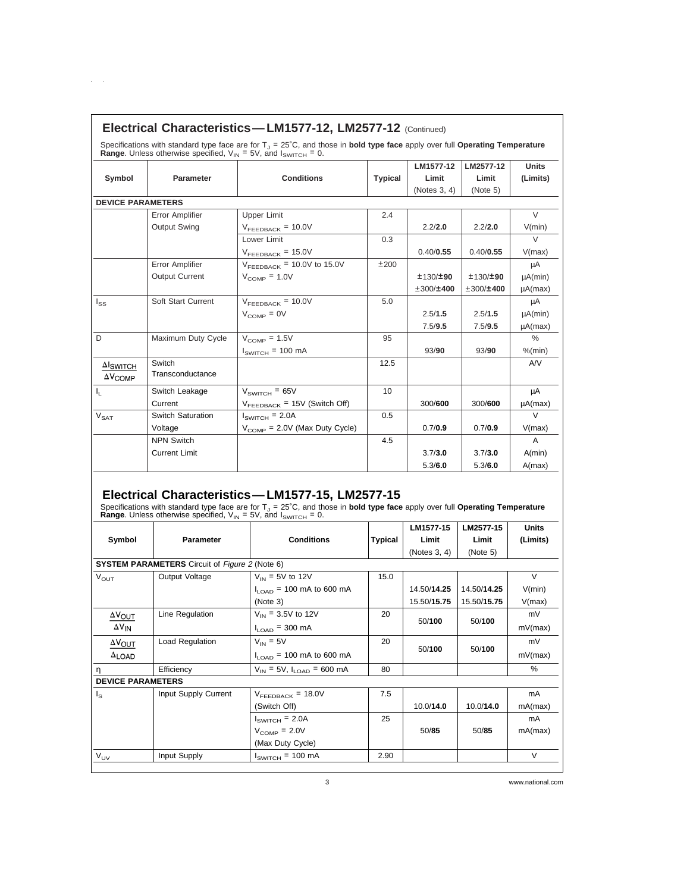## Electrical Characteristics — LM1577-12, LM2577-12 (Continued)

Specifications with standard type face are for $T_J$ = 25˚C, and those in **bold type face** apply over full **Operating Temperature Range**. Unless otherwise specified, $V_{IN}$ = 5V, and $I_{SWITCH}$ = 0.

| Symbol | Parameter | Conditions | Typical | LM1577-12 Limit (Notes 3, 4) | LM2577-12 Limit (Note 5) | Units (Limits) |
|---|---|---|---|---|---|---|
| **DEVICE PARAMETERS** | | | | | | |
| | Error Amplifier Output Swing | Upper Limit | 2.4 | | | V |
| | | $V_{FEEDBACK}$ = 10.0V | | 2.2/**2.0** | 2.2/**2.0** | V(min) |
| | | Lower Limit | 0.3 | | | V |
| | | $V_{FEEDBACK}$ = 15.0V | | 0.40/**0.55** | 0.40/**0.55** | V(max) |
| | Error Amplifier Output Current | $V_{FEEDBACK}$ = 10.0V to 15.0V | ±200 | | | µA |
| | | $V_{COMP}$ = 1.0V | | ±130/**±90** | ±130/**±90** | µA(min) |
| | | | | ±300/**±400** | ±300/**±400** | µA(max) |
| $I_{SS}$ | Soft Start Current | $V_{FEEDBACK}$ = 10.0V | 5.0 | | | µA |
| | | $V_{COMP}$ = 0V | | 2.5/**1.5** | 2.5/**1.5** | µA(min) |
| | | | | 7.5/**9.5** | 7.5/**9.5** | µA(max) |
| D | Maximum Duty Cycle | $V_{COMP}$ = 1.5V | 95 | | | % |
| | | $I_{SWITCH}$ = 100 mA | | 93/**90** | 93/**90** | %(min) |
| $\frac{\Delta I_{SWITCH}}{\Delta V_{COMP}}$ | Switch Transconductance | | 12.5 | | | A/V |
| $I_L$ | Switch Leakage Current | $V_{SWITCH}$ = 65V | 10 | | | µA |
| | | $V_{FEEDBACK}$ = 15V (Switch Off) | | 300/**600** | 300/**600** | µA(max) |
| $V_{SAT}$ | Switch Saturation Voltage | $I_{SWITCH}$ = 2.0A | 0.5 | | | V |
| | | $V_{COMP}$ = 2.0V (Max Duty Cycle) | | 0.7/**0.9** | 0.7/**0.9** | V(max) |
| | NPN Switch Current Limit | | 4.5 | | | A |
| | | | | 3.7/**3.0** | 3.7/**3.0** | A(min) |
| | | | | 5.3/**6.0** | 5.3/**6.0** | A(max) |

## Electrical Characteristics — LM1577-15, LM2577-15

Specifications with standard type face are for $T_J$ = 25˚C, and those in **bold type face** apply over full **Operating Temperature Range**. Unless otherwise specified, $V_{IN}$ = 5V, and $I_{SWITCH}$ = 0.

| Symbol | Parameter | Conditions | Typical | LM1577-15 Limit (Notes 3, 4) | LM2577-15 Limit (Note 5) | Units (Limits) |
|---|---|---|---|---|---|---|
| **SYSTEM PARAMETERS** Circuit of *Figure 2* (Note 6) | | | | | | |
| $V_{OUT}$ | Output Voltage | $V_{IN}$ = 5V to 12V | 15.0 | | | V |
| | | $I_{LOAD}$ = 100 mA to 600 mA | | 14.50/**14.25** | 14.50/**14.25** | V(min) |
| | | (Note 3) | | 15.50/**15.75** | 15.50/**15.75** | V(max) |
| $\frac{\Delta V_{OUT}}{\Delta V_{IN}}$ | Line Regulation | $V_{IN}$ = 3.5V to 12V | 20 | | | mV |
| | | $I_{LOAD}$ = 300 mA | | 50/**100** | 50/**100** | mV(max) |
| $\frac{\Delta V_{OUT}}{\Delta I_{LOAD}}$ | Load Regulation | $V_{IN}$ = 5V | 20 | | | mV |
| | | $I_{LOAD}$ = 100 mA to 600 mA | | 50/**100** | 50/**100** | mV(max) |
| η | Efficiency | $V_{IN}$ = 5V, $I_{LOAD}$ = 600 mA | 80 | | | % |
| **DEVICE PARAMETERS** | | | | | | |
| $I_S$ | Input Supply Current | $V_{FEEDBACK}$ = 18.0V | 7.5 | | | mA |
| | | (Switch Off) | | 10.0/**14.0** | 10.0/**14.0** | mA(max) |
| | | $I_{SWITCH}$ = 2.0A | 25 | | | mA |
| | | $V_{COMP}$ = 2.0V | | 50/**85** | 50/**85** | mA(max) |
| | | (Max Duty Cycle) | | | | |
| $V_{UV}$ | Input Supply | $I_{SWITCH}$ = 100 mA | 2.90 | | | V |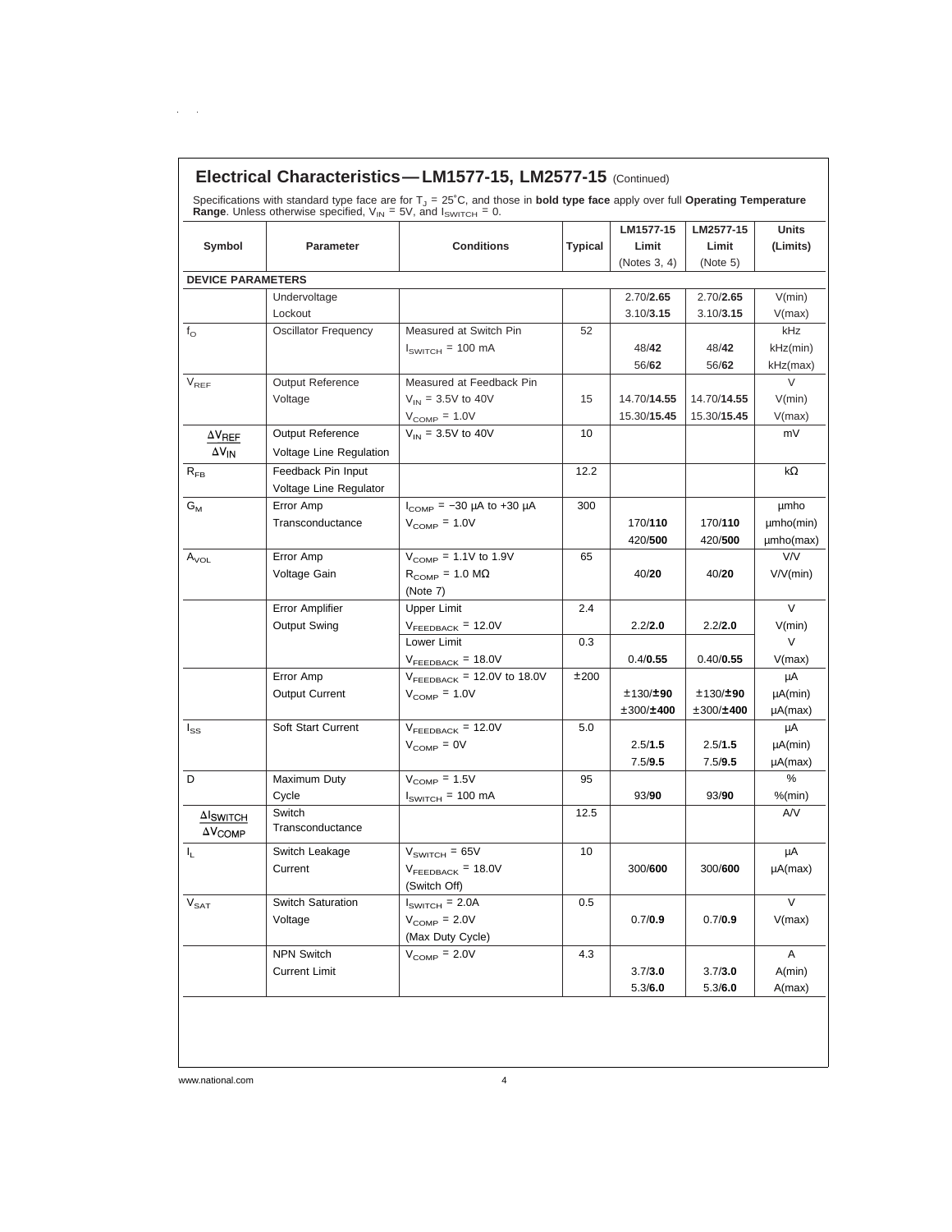## Electrical Characteristics—LM1577-15, LM2577-15 (Continued)

Specifications with standard type face are for $T_J$ = 25˚C, and those in **bold type face** apply over full **Operating Temperature Range**. Unless otherwise specified, $V_{IN}$ = 5V, and $I_{SWITCH}$ = 0.

| Symbol | Parameter | Conditions | Typical | LM1577-15 Limit (Notes 3, 4) | LM2577-15 Limit (Note 5) | Units (Limits) |
|---|---|---|---|---|---|---|
| **DEVICE PARAMETERS** | | | | | | |
| | Undervoltage Lockout | | | 2.70/**2.65** | 2.70/**2.65** | V(min) |
| | | | | 3.10/**3.15** | 3.10/**3.15** | V(max) |
| $f_O$ | Oscillator Frequency | Measured at Switch Pin | 52 | | | kHz |
| | | $I_{SWITCH}$ = 100 mA | | 48/**42** | 48/**42** | kHz(min) |
| | | | | 56/**62** | 56/**62** | kHz(max) |
| $V_{REF}$ | Output Reference Voltage | Measured at Feedback Pin | | | | V |
| | | $V_{IN}$ = 3.5V to 40V | 15 | 14.70/**14.55** | 14.70/**14.55** | V(min) |
| | | $V_{COMP}$ = 1.0V | | 15.30/**15.45** | 15.30/**15.45** | V(max) |
| $\frac{\Delta V_{REF}}{\Delta V_{IN}}$ | Output Reference Voltage Line Regulation | $V_{IN}$ = 3.5V to 40V | 10 | | | mV |
| $R_{FB}$ | Feedback Pin Input Voltage Line Regulator | | 12.2 | | | kΩ |
| $G_M$ | Error Amp Transconductance | $I_{COMP}$ = −30 µA to +30 µA | 300 | | | µmho |
| | | $V_{COMP}$ = 1.0V | | 170/**110** | 170/**110** | µmho(min) |
| | | | | 420/**500** | 420/**500** | µmho(max) |
| $A_{VOL}$ | Error Amp Voltage Gain | $V_{COMP}$ = 1.1V to 1.9V | 65 | | | V/V |
| | | $R_{COMP}$ = 1.0 MΩ (Note 7) | | 40/**20** | 40/**20** | V/V(min) |
| | Error Amplifier Output Swing | Upper Limit | 2.4 | | | V |
| | | $V_{FEEDBACK}$ = 12.0V | | 2.2/**2.0** | 2.2/**2.0** | V(min) |
| | | Lower Limit | 0.3 | | | V |
| | | $V_{FEEDBACK}$ = 18.0V | | 0.4/**0.55** | 0.40/**0.55** | V(max) |
| | Error Amp Output Current | $V_{FEEDBACK}$ = 12.0V to 18.0V | ±200 | | | µA |
| | | $V_{COMP}$ = 1.0V | | ±130/**±90** | ±130/**±90** | µA(min) |
| | | | | ±300/**±400** | ±300/**±400** | µA(max) |
| $I_{SS}$ | Soft Start Current | $V_{FEEDBACK}$ = 12.0V | 5.0 | | | µA |
| | | $V_{COMP}$ = 0V | | 2.5/**1.5** | 2.5/**1.5** | µA(min) |
| | | | | 7.5/**9.5** | 7.5/**9.5** | µA(max) |
| D | Maximum Duty Cycle | $V_{COMP}$ = 1.5V | 95 | | | % |
| | | $I_{SWITCH}$ = 100 mA | | 93/**90** | 93/**90** | %(min) |
| $\frac{\Delta I_{SWITCH}}{\Delta V_{COMP}}$ | Switch Transconductance | | 12.5 | | | A/V |
| $I_L$ | Switch Leakage Current | $V_{SWITCH}$ = 65V | 10 | | | µA |
| | | $V_{FEEDBACK}$ = 18.0V (Switch Off) | | 300/**600** | 300/**600** | µA(max) |
| $V_{SAT}$ | Switch Saturation Voltage | $I_{SWITCH}$ = 2.0A | 0.5 | | | V |
| | | $V_{COMP}$ = 2.0V (Max Duty Cycle) | | 0.7/**0.9** | 0.7/**0.9** | V(max) |
| | NPN Switch Current Limit | $V_{COMP}$ = 2.0V | 4.3 | | | A |
| | | | | 3.7/**3.0** | 3.7/**3.0** | A(min) |
| | | | | 5.3/**6.0** | 5.3/**6.0** | A(max) |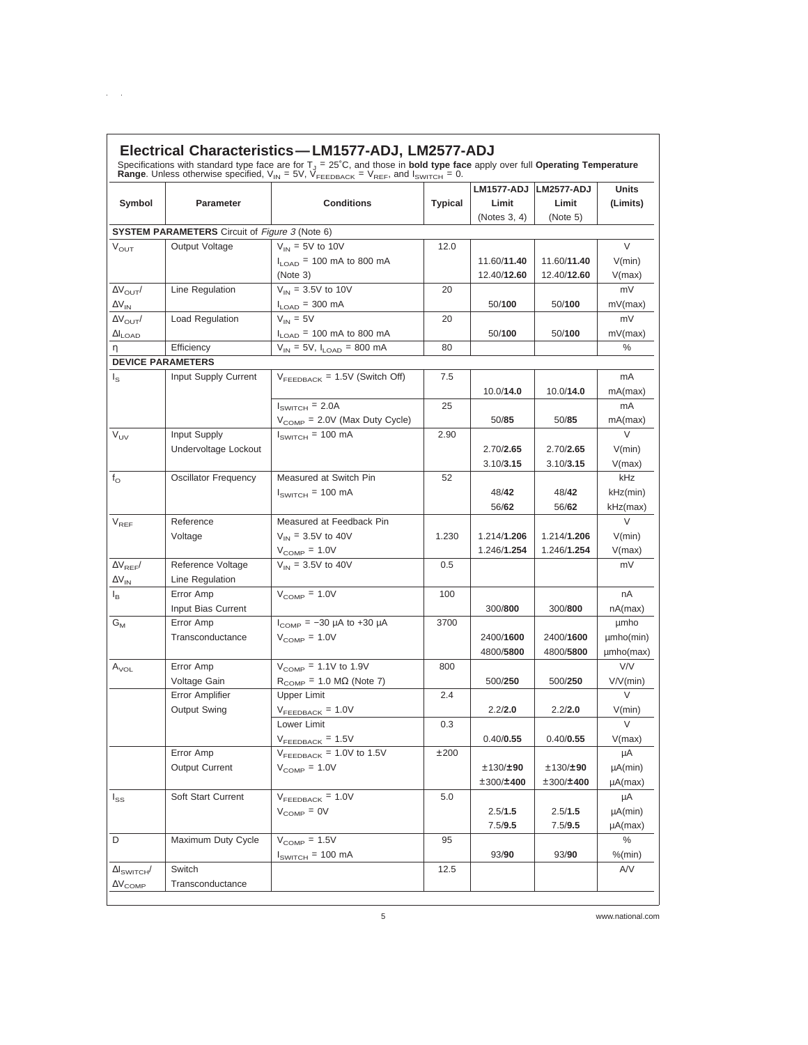## Electrical Characteristics — LM1577-ADJ, LM2577-ADJ

Specifications with standard type face are for $T_J$ = 25˚C, and those in **bold type face** apply over full **Operating Temperature Range**. Unless otherwise specified, $V_{IN}$ = 5V, $V_{FEEDBACK}$ = $V_{REF}$, and $I_{SWITCH}$ = 0.

| Symbol | Parameter | Conditions | Typical | LM1577-ADJ Limit (Notes 3, 4) | LM2577-ADJ Limit (Note 5) | Units (Limits) |
|---|---|---|---|---|---|---|
| **SYSTEM PARAMETERS** Circuit of *Figure 3* (Note 6) | | | | | | |
| $V_{OUT}$ | Output Voltage | $V_{IN}$ = 5V to 10V | 12.0 | | | V |
| | | $I_{LOAD}$ = 100 mA to 800 mA | | 11.60/**11.40** | 11.60/**11.40** | V(min) |
| | | (Note 3) | | 12.40/**12.60** | 12.40/**12.60** | V(max) |
| $\Delta V_{OUT}/\Delta V_{IN}$ | Line Regulation | $V_{IN}$ = 3.5V to 10V | 20 | | | mV |
| | | $I_{LOAD}$ = 300 mA | | 50/**100** | 50/**100** | mV(max) |
| $\Delta V_{OUT}/\Delta I_{LOAD}$ | Load Regulation | $V_{IN}$ = 5V | 20 | | | mV |
| | | $I_{LOAD}$ = 100 mA to 800 mA | | 50/**100** | 50/**100** | mV(max) |
| η | Efficiency | $V_{IN}$ = 5V, $I_{LOAD}$ = 800 mA | 80 | | | % |
| **DEVICE PARAMETERS** | | | | | | |
| $I_S$ | Input Supply Current | $V_{FEEDBACK}$ = 1.5V (Switch Off) | 7.5 | | | mA |
| | | | | 10.0/**14.0** | 10.0/**14.0** | mA(max) |
| | | $I_{SWITCH}$ = 2.0A | 25 | | | mA |
| | | $V_{COMP}$ = 2.0V (Max Duty Cycle) | | 50/**85** | 50/**85** | mA(max) |
| $V_{UV}$ | Input Supply Undervoltage Lockout | $I_{SWITCH}$ = 100 mA | 2.90 | | | V |
| | | | | 2.70/**2.65** | 2.70/**2.65** | V(min) |
| | | | | 3.10/**3.15** | 3.10/**3.15** | V(max) |
| $f_O$ | Oscillator Frequency | Measured at Switch Pin | 52 | | | kHz |
| | | $I_{SWITCH}$ = 100 mA | | 48/**42** | 48/**42** | kHz(min) |
| | | | | 56/**62** | 56/**62** | kHz(max) |
| $V_{REF}$ | Reference Voltage | Measured at Feedback Pin | | | | V |
| | | $V_{IN}$ = 3.5V to 40V | 1.230 | 1.214/**1.206** | 1.214/**1.206** | V(min) |
| | | $V_{COMP}$ = 1.0V | | 1.246/**1.254** | 1.246/**1.254** | V(max) |
| $\Delta V_{REF}/\Delta V_{IN}$ | Reference Voltage Line Regulation | $V_{IN}$ = 3.5V to 40V | 0.5 | | | mV |
| $I_B$ | Error Amp Input Bias Current | $V_{COMP}$ = 1.0V | 100 | | | nA |
| | | | | 300/**800** | 300/**800** | nA(max) |
| $G_M$ | Error Amp Transconductance | $I_{COMP}$ = −30 μA to +30 μA | 3700 | | | μmho |
| | | $V_{COMP}$ = 1.0V | | 2400/**1600** | 2400/**1600** | μmho(min) |
| | | | | 4800/**5800** | 4800/**5800** | μmho(max) |
| $A_{VOL}$ | Error Amp Voltage Gain | $V_{COMP}$ = 1.1V to 1.9V | 800 | | | V/V |
| | | $R_{COMP}$ = 1.0 MΩ (Note 7) | | 500/**250** | 500/**250** | V/V(min) |
| | Error Amplifier Output Swing | Upper Limit | 2.4 | | | V |
| | | $V_{FEEDBACK}$ = 1.0V | | 2.2/**2.0** | 2.2/**2.0** | V(min) |
| | | Lower Limit | 0.3 | | | V |
| | | $V_{FEEDBACK}$ = 1.5V | | 0.40/**0.55** | 0.40/**0.55** | V(max) |
| | Error Amp Output Current | $V_{FEEDBACK}$ = 1.0V to 1.5V | ±200 | | | μA |
| | | $V_{COMP}$ = 1.0V | | ±130/**±90** | ±130/**±90** | μA(min) |
| | | | | ±300/**±400** | ±300/**±400** | μA(max) |
| $I_{SS}$ | Soft Start Current | $V_{FEEDBACK}$ = 1.0V | 5.0 | | | μA |
| | | $V_{COMP}$ = 0V | | 2.5/**1.5** | 2.5/**1.5** | μA(min) |
| | | | | 7.5/**9.5** | 7.5/**9.5** | μA(max) |
| D | Maximum Duty Cycle | $V_{COMP}$ = 1.5V | 95 | | | % |
| | | $I_{SWITCH}$ = 100 mA | | 93/**90** | 93/**90** | %(min) |
| $\Delta I_{SWITCH}/\Delta V_{COMP}$ | Switch Transconductance | | 12.5 | | | A/V |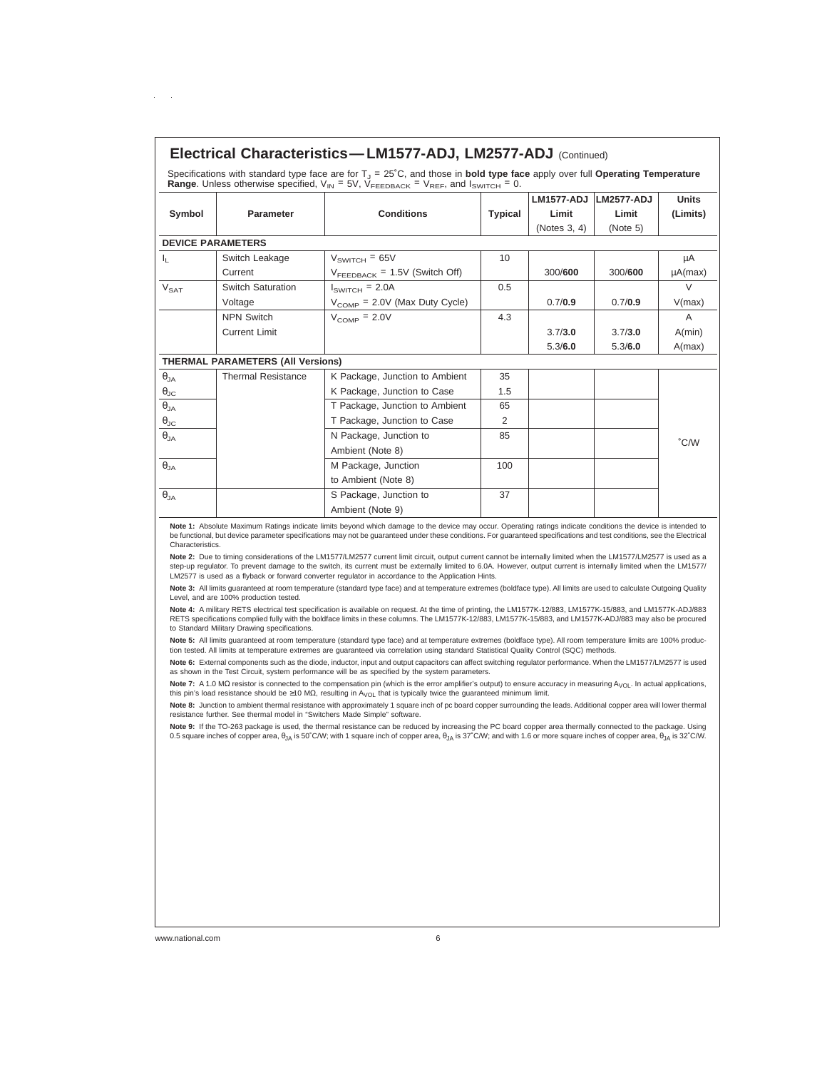## Electrical Characteristics — LM1577-ADJ, LM2577-ADJ (Continued)

Specifications with standard type face are for $T_J$ = 25˚C, and those in **bold type face** apply over full **Operating Temperature Range**. Unless otherwise specified, $V_{IN}$ = 5V, $V_{FEEDBACK}$ = $V_{REF}$, and $I_{SWITCH}$ = 0.

| Symbol | Parameter | Conditions | Typical | LM1577-ADJ Limit (Notes 3, 4) | LM2577-ADJ Limit (Note 5) | Units (Limits) |
|---|---|---|---|---|---|---|
| **DEVICE PARAMETERS** | | | | | | |
| $I_L$ | Switch Leakage Current | $V_{SWITCH}$ = 65V | 10 | | | µA |
| | | $V_{FEEDBACK}$ = 1.5V (Switch Off) | | 300/**600** | 300/**600** | µA(max) |
| $V_{SAT}$ | Switch Saturation Voltage | $I_{SWITCH}$ = 2.0A | 0.5 | | | V |
| | | $V_{COMP}$ = 2.0V (Max Duty Cycle) | | 0.7/**0.9** | 0.7/**0.9** | V(max) |
| | NPN Switch Current Limit | $V_{COMP}$ = 2.0V | 4.3 | | | A |
| | | | | 3.7/**3.0** | 3.7/**3.0** | A(min) |
| | | | | 5.3/**6.0** | 5.3/**6.0** | A(max) |
| **THERMAL PARAMETERS (All Versions)** | | | | | | |
| $\theta_{JA}$ | Thermal Resistance | K Package, Junction to Ambient | 35 | | | ˚C/W |
| $\theta_{JC}$ | | K Package, Junction to Case | 1.5 | | | |
| $\theta_{JA}$ | | T Package, Junction to Ambient | 65 | | | |
| $\theta_{JC}$ | | T Package, Junction to Case | 2 | | | |
| $\theta_{JA}$ | | N Package, Junction to Ambient (Note 8) | 85 | | | |
| $\theta_{JA}$ | | M Package, Junction to Ambient (Note 8) | 100 | | | |
| $\theta_{JA}$ | | S Package, Junction to Ambient (Note 9) | 37 | | | |

**Note 1:** Absolute Maximum Ratings indicate limits beyond which damage to the device may occur. Operating ratings indicate conditions the device is intended to be functional, but device parameter specifications may not be guaranteed under these conditions. For guaranteed specifications and test conditions, see the Electrical Characteristics.

**Note 2:** Due to timing considerations of the LM1577/LM2577 current limit circuit, output current cannot be internally limited when the LM1577/LM2577 is used as a step-up regulator. To prevent damage to the switch, its current must be externally limited to 6.0A. However, output current is internally limited when the LM1577/LM2577 is used as a flyback or forward converter regulator in accordance to the Application Hints.

**Note 3:** All limits guaranteed at room temperature (standard type face) and at temperature extremes (boldface type). All limits are used to calculate Outgoing Quality Level, and are 100% production tested.

**Note 4:** A military RETS electrical test specification is available on request. At the time of printing, the LM1577K-12/883, LM1577K-15/883, and LM1577K-ADJ/883 RETS specifications complied fully with the boldface limits in these columns. The LM1577K-12/883, LM1577K-15/883, and LM1577K-ADJ/883 may also be procured to Standard Military Drawing specifications.

**Note 5:** All limits guaranteed at room temperature (standard type face) and at temperature extremes (boldface type). All room temperature limits are 100% production tested. All limits at temperature extremes are guaranteed via correlation using standard Statistical Quality Control (SQC) methods.

**Note 6:** External components such as the diode, inductor, input and output capacitors can affect switching regulator performance. When the LM1577/LM2577 is used as shown in the Test Circuit, system performance will be as specified by the system parameters.

**Note 7:** A 1.0 MΩ resistor is connected to the compensation pin (which is the error amplifier's output) to ensure accuracy in measuring $A_{VOL}$. In actual applications, this pin's load resistance should be ≥10 MΩ, resulting in $A_{VOL}$ that is typically twice the guaranteed minimum limit.

**Note 8:** Junction to ambient thermal resistance with approximately 1 square inch of pc board copper surrounding the leads. Additional copper area will lower thermal resistance further. See thermal model in "Switchers Made Simple" software.

**Note 9:** If the TO-263 package is used, the thermal resistance can be reduced by increasing the PC board copper area thermally connected to the package. Using 0.5 square inches of copper area, $\theta_{JA}$ is 50˚C/W; with 1 square inch of copper area, $\theta_{JA}$ is 37˚C/W; and with 1.6 or more square inches of copper area, $\theta_{JA}$ is 32˚C/W.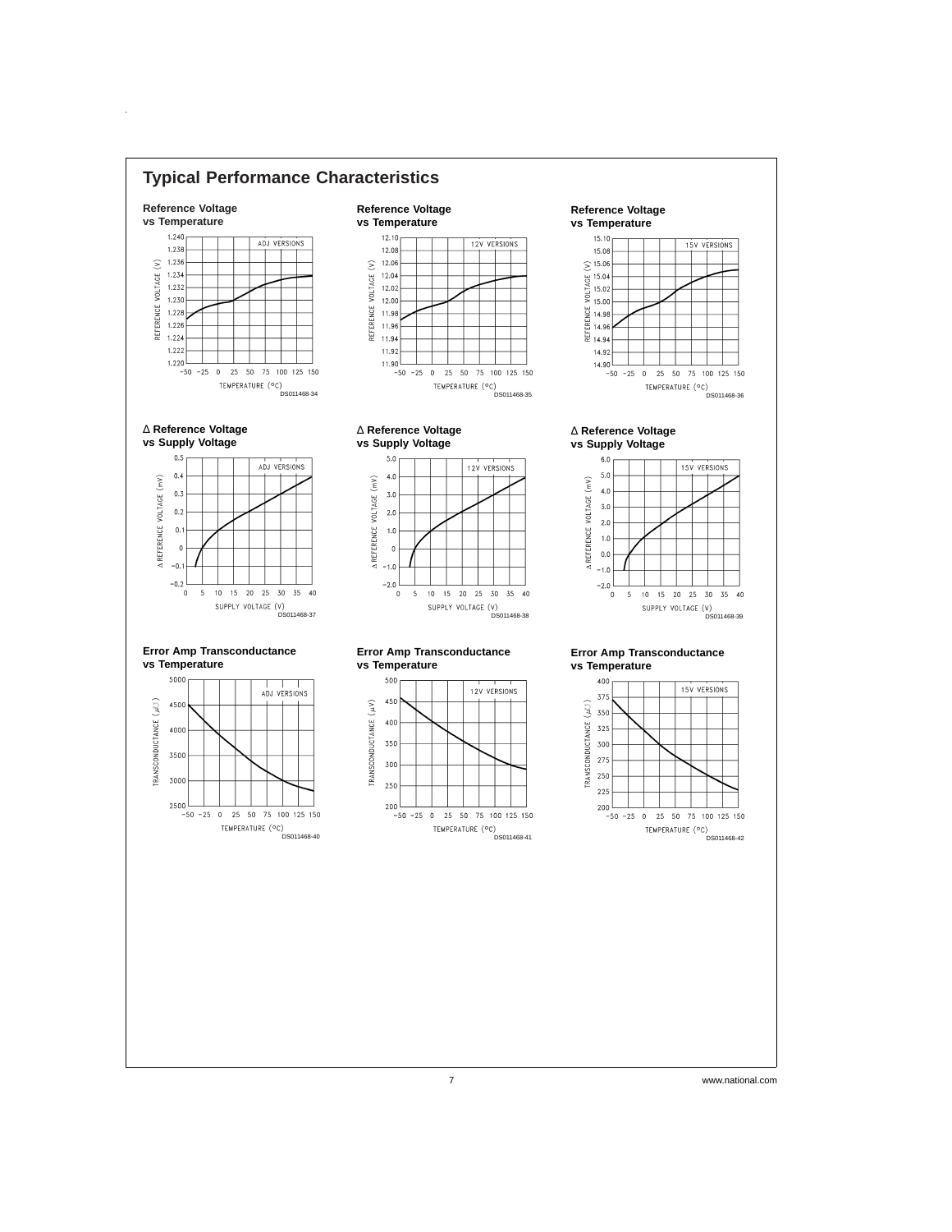## Typical Performance Characteristics

**Reference Voltage vs Temperature**

DS011468-34

**Reference Voltage vs Temperature**

DS011468-35

**Reference Voltage vs Temperature**

DS011468-36

**Δ Reference Voltage vs Supply Voltage**

DS011468-37

**Δ Reference Voltage vs Supply Voltage**

DS011468-38

**Δ Reference Voltage vs Supply Voltage**

DS011468-39

**Error Amp Transconductance vs Temperature**

DS011468-40

**Error Amp Transconductance vs Temperature**

DS011468-41

**Error Amp Transconductance vs Temperature**

DS011468-42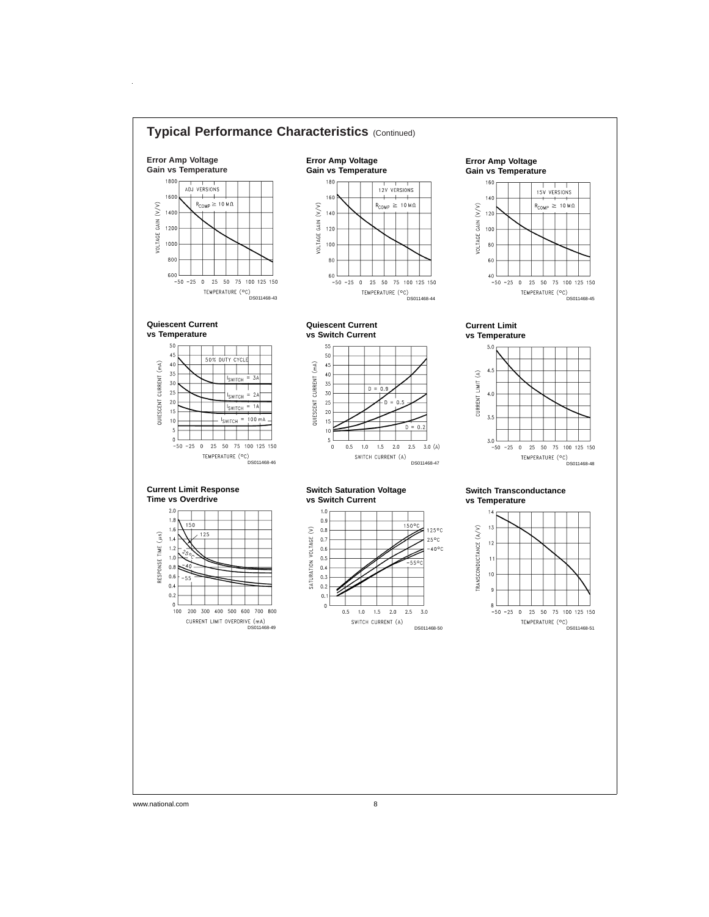## Typical Performance Characteristics (Continued)

**Error Amp Voltage Gain vs Temperature**

ADJ VERSIONS
$R_{COMP} \geq 10 M\Omega$
VOLTAGE GAIN (V/V)
1800
1600
1400
1200
1000
800
600
−50 −25 0 25 50 75 100 125 150
TEMPERATURE (°C)
DS011468-43

**Error Amp Voltage Gain vs Temperature**

12V VERSIONS
$R_{COMP} \geq 10 M\Omega$
VOLTAGE GAIN (V/V)
180
160
140
120
100
80
60
−50 −25 0 25 50 75 100 125 150
TEMPERATURE (°C)
DS011468-44

**Error Amp Voltage Gain vs Temperature**

15V VERSIONS
$R_{COMP} \geq 10 M\Omega$
VOLTAGE GAIN (V/V)
160
140
120
100
80
60
40
−50 −25 0 25 50 75 100 125 150
TEMPERATURE (°C)
DS011468-45

**Quiescent Current vs Temperature**

50% DUTY CYCLE
$I_{SWITCH}$ = 3A
$I_{SWITCH}$ = 2A
$I_{SWITCH}$ = 1A
$I_{SWITCH}$ = 100 mA
QUIESCENT CURRENT (mA)
50
45
40
35
30
25
20
15
10
5
0
−50 −25 0 25 50 75 100 125 150
TEMPERATURE (°C)
DS011468-46

**Quiescent Current vs Switch Current**

D = 0.9
D = 0.5
D = 0.2
QUIESCENT CURRENT (mA)
55
50
45
40
35
30
25
20
15
10
5
0 0.5 1.0 1.5 2.0 2.5 3.0 (A)
SWITCH CURRENT (A)
DS011468-47

**Current Limit vs Temperature**

CURRENT LIMIT (A)
5.0
4.5
4.0
3.5
3.0
−50 −25 0 25 50 75 100 125 150
TEMPERATURE (°C)
DS011468-48

**Current Limit Response Time vs Overdrive**

150
125
25°C
−40
−55
RESPONSE TIME (μs)
2.0
1.8
1.6
1.4
1.2
1.0
0.8
0.6
0.4
0.2
0
100 200 300 400 500 600 700 800
CURRENT LIMIT OVERDRIVE (mA)
DS011468-49

**Switch Saturation Voltage vs Switch Current**

150°C
125°C
25°C
−40°C
−55°C
SATURATION VOLTAGE (V)
1.0
0.9
0.8
0.7
0.6
0.5
0.4
0.3
0.2
0.1
0
0.5 1.0 1.5 2.0 2.5 3.0
SWITCH CURRENT (A)
DS011468-50

**Switch Transconductance vs Temperature**

TRANSCONDUCTANCE (A/V)
14
13
12
11
10
9
8
−50 −25 0 25 50 75 100 125 150
TEMPERATURE (°C)
DS011468-51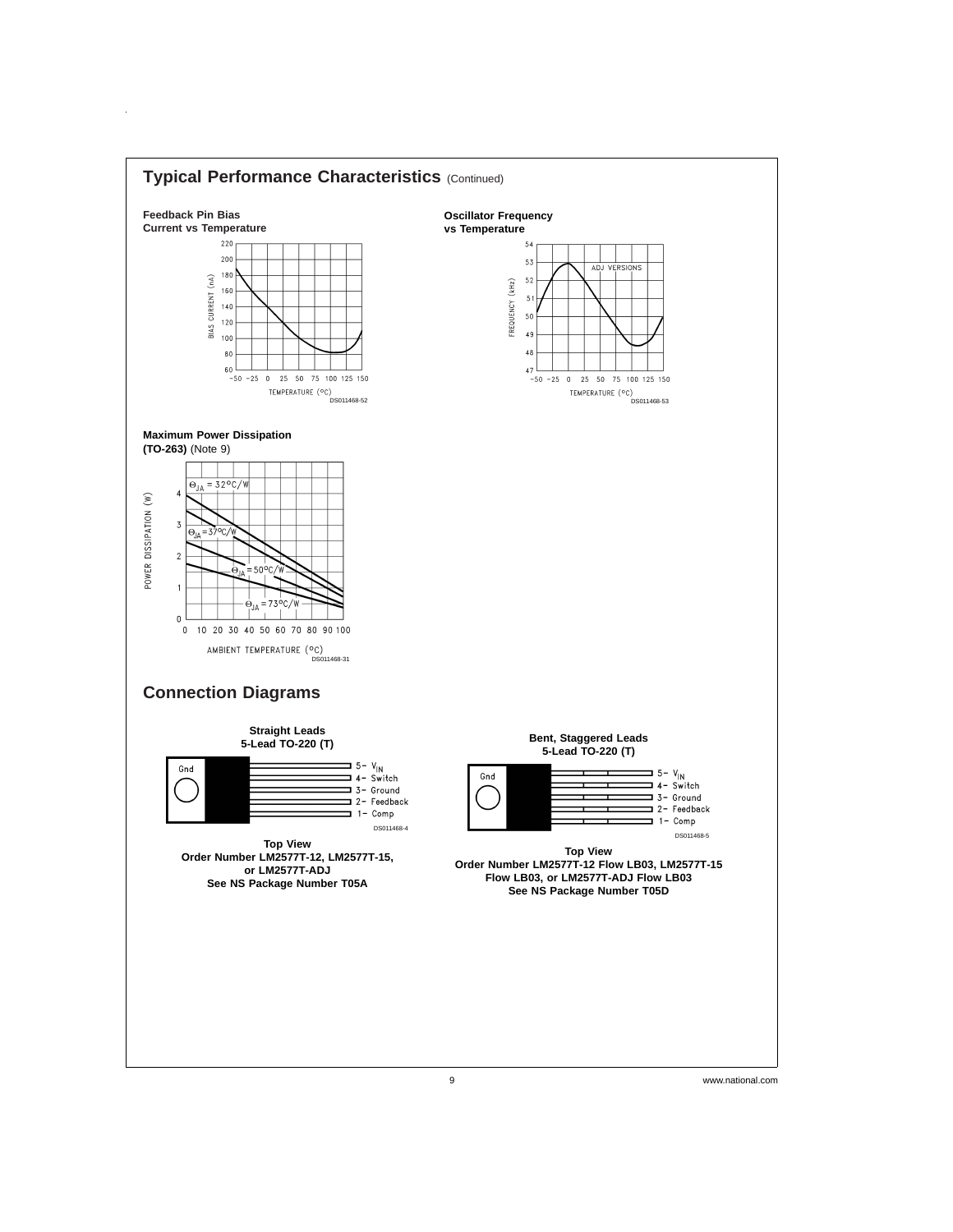## Typical Performance Characteristics (Continued)

**Feedback Pin Bias Current vs Temperature**

BIAS CURRENT (nA)
220
200
180
160
140
120
100
80
60
−50 −25 0 25 50 75 100 125 150
TEMPERATURE (°C)
DS011468-52

**Oscillator Frequency vs Temperature**

FREQUENCY (kHz)
54
53
52
51
50
49
48
47
ADJ VERSIONS
−50 −25 0 25 50 75 100 125 150
TEMPERATURE (°C)
DS011468-53

**Maximum Power Dissipation (TO-263)** (Note 9)

POWER DISSIPATION (W)
4
3
2
1
0
$\Theta_{JA}$ = 32°C/W
$\Theta_{JA}$ = 37°C/W
$\Theta_{JA}$ = 50°C/W
$\Theta_{JA}$ = 73°C/W
0 10 20 30 40 50 60 70 80 90 100
AMBIENT TEMPERATURE (°C)
DS011468-31

## Connection Diagrams

**Straight Leads 5-Lead TO-220 (T)**

Gnd
5− $V_{IN}$
4− Switch
3− Ground
2− Feedback
1− Comp
DS011468-4

**Top View**
**Order Number LM2577T-12, LM2577T-15, or LM2577T-ADJ**
**See NS Package Number T05A**

**Bent, Staggered Leads 5-Lead TO-220 (T)**

Gnd
5− $V_{IN}$
4− Switch
3− Ground
2− Feedback
1− Comp
DS011468-5

**Top View**
**Order Number LM2577T-12 Flow LB03, LM2577T-15 Flow LB03, or LM2577T-ADJ Flow LB03**
**See NS Package Number T05D**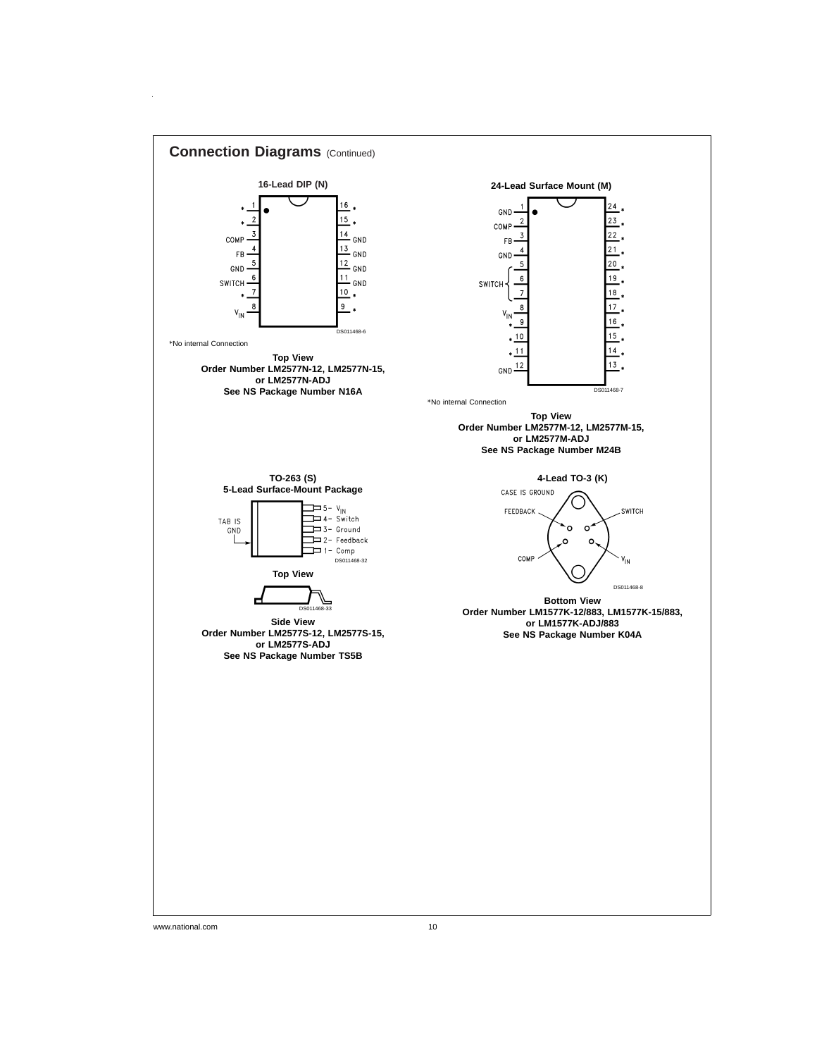## Connection Diagrams (Continued)

**16-Lead DIP (N)**

| | | | |
|---|---|---|---|
| * | 1 | 16 | * |
| * | 2 | 15 | * |
| COMP | 3 | 14 | GND |
| FB | 4 | 13 | GND |
| GND | 5 | 12 | GND |
| SWITCH | 6 | 11 | GND |
| * | 7 | 10 | * |
| $V_{IN}$ | 8 | 9 | * |

DS011468-6

*No internal Connection

**Top View**
**Order Number LM2577N-12, LM2577N-15, or LM2577N-ADJ**
**See NS Package Number N16A**

**24-Lead Surface Mount (M)**

| | | | |
|---|---|---|---|
| GND | 1 | 24 | * |
| COMP | 2 | 23 | * |
| FB | 3 | 22 | * |
| GND | 4 | 21 | * |
| SWITCH | 5 | 20 | * |
| SWITCH | 6 | 19 | * |
| SWITCH | 7 | 18 | * |
| $V_{IN}$ | 8 | 17 | * |
| * | 9 | 16 | * |
| * | 10 | 15 | * |
| * | 11 | 14 | * |
| GND | 12 | 13 | * |

DS011468-7

*No internal Connection

**Top View**
**Order Number LM2577M-12, LM2577M-15, or LM2577M-ADJ**
**See NS Package Number M24B**

**TO-263 (S)**
**5-Lead Surface-Mount Package**

TAB IS GND

5– $V_{IN}$
4– Switch
3– Ground
2– Feedback
1– Comp

DS011468-32

**Top View**

DS011468-33

**Side View**
**Order Number LM2577S-12, LM2577S-15, or LM2577S-ADJ**
**See NS Package Number TS5B**

**4-Lead TO-3 (K)**

CASE IS GROUND

FEEDBACK
SWITCH
COMP
$V_{IN}$

DS011468-8

**Bottom View**
**Order Number LM1577K-12/883, LM1577K-15/883, or LM1577K-ADJ/883**
**See NS Package Number K04A**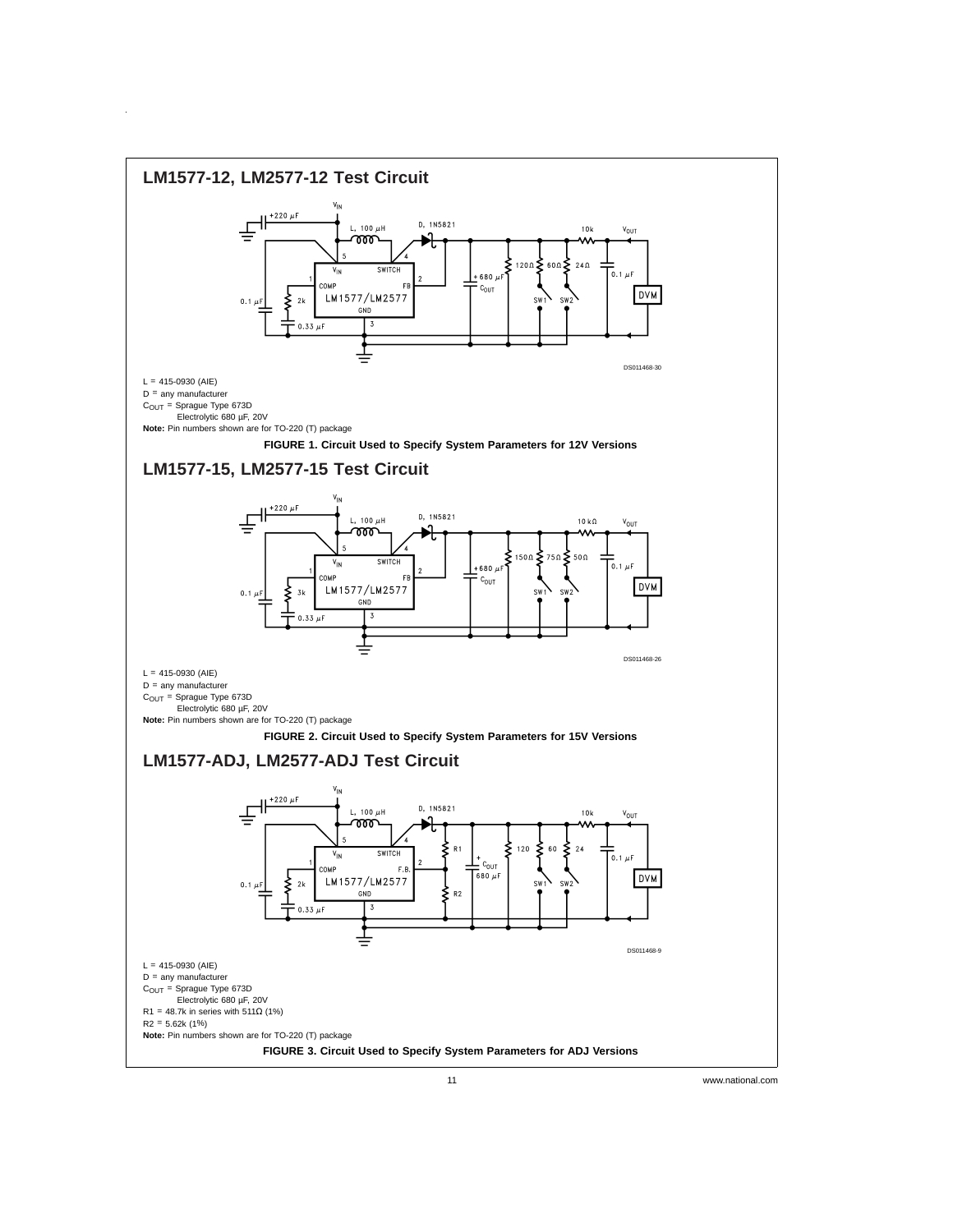## LM1577-12, LM2577-12 Test Circuit

DS011468-30

L = 415-0930 (AIE)
D = any manufacturer
$C_{OUT}$ = Sprague Type 673D
Electrolytic 680 µF, 20V
**Note:** Pin numbers shown are for TO-220 (T) package

**FIGURE 1. Circuit Used to Specify System Parameters for 12V Versions**

## LM1577-15, LM2577-15 Test Circuit

DS011468-26

L = 415-0930 (AIE)
D = any manufacturer
$C_{OUT}$ = Sprague Type 673D
Electrolytic 680 µF, 20V
**Note:** Pin numbers shown are for TO-220 (T) package

**FIGURE 2. Circuit Used to Specify System Parameters for 15V Versions**

## LM1577-ADJ, LM2577-ADJ Test Circuit

DS011468-9

L = 415-0930 (AIE)
D = any manufacturer
$C_{OUT}$ = Sprague Type 673D
Electrolytic 680 µF, 20V
R1 = 48.7k in series with 511Ω (1%)
R2 = 5.62k (1%)
**Note:** Pin numbers shown are for TO-220 (T) package

**FIGURE 3. Circuit Used to Specify System Parameters for ADJ Versions**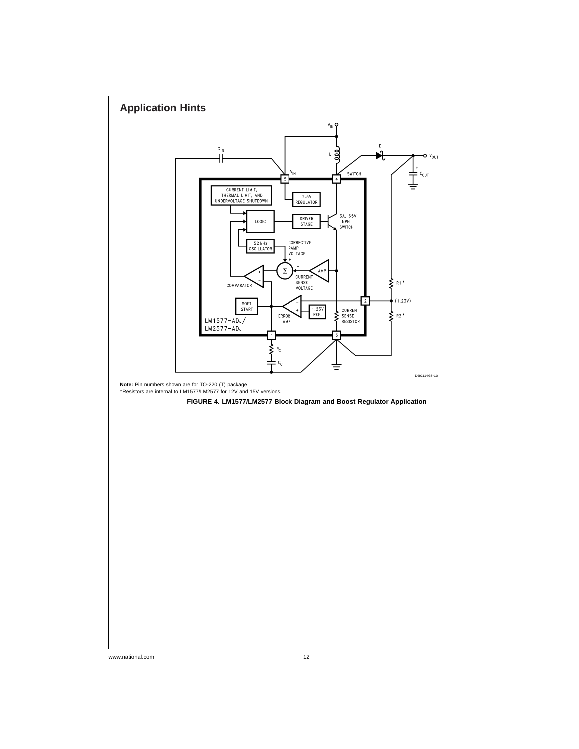## Application Hints

V_IN
C_IN
L
D
V_OUT
C_OUT
V_IN
SWITCH
5
4
CURRENT LIMIT, THERMAL LIMIT, AND UNDERVOLTAGE SHUTDOWN
2.5V REGULATOR
LOGIC
DRIVER STAGE
3A, 65V NPN SWITCH
52 kHz OSCILLATOR
CORRECTIVE RAMP VOLTAGE
Σ
AMP
CURRENT SENSE VOLTAGE
COMPARATOR
R1 *
2
(1.23V)
SOFT START
1.23V REF.
ERROR AMP
CURRENT SENSE RESISTOR
R2 *
LM1577–ADJ/
LM2577–ADJ
1
3
R_C
C_C
DS011468-10

**Note:** Pin numbers shown are for TO-220 (T) package
*Resistors are internal to LM1577/LM2577 for 12V and 15V versions.

**FIGURE 4. LM1577/LM2577 Block Diagram and Boost Regulator Application**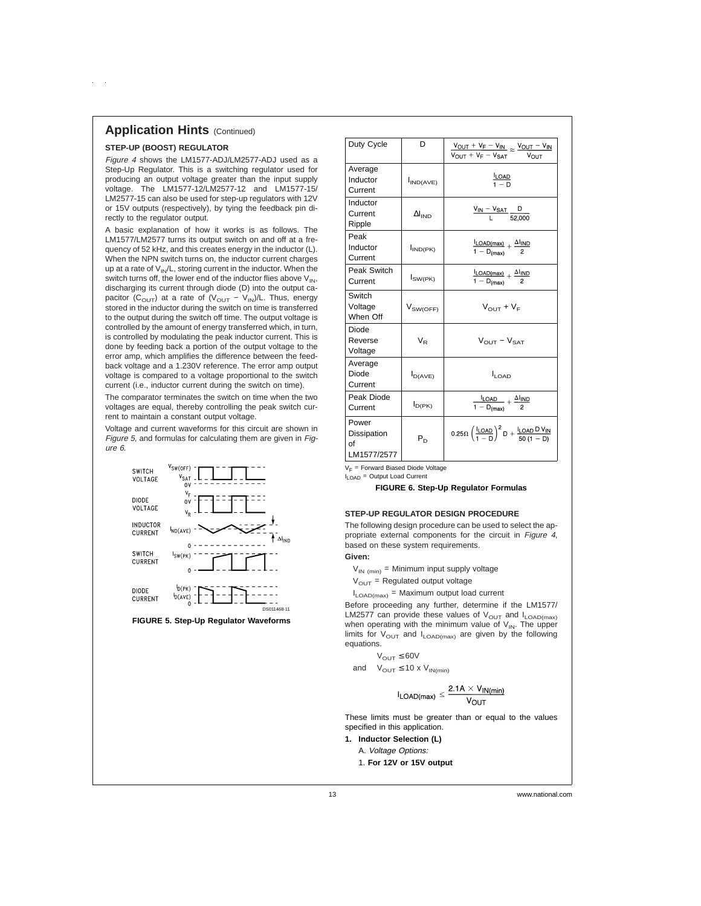## Application Hints (Continued)

### STEP-UP (BOOST) REGULATOR

*Figure 4* shows the LM1577-ADJ/LM2577-ADJ used as a Step-Up Regulator. This is a switching regulator used for producing an output voltage greater than the input supply voltage. The LM1577-12/LM2577-12 and LM1577-15/LM2577-15 can also be used for step-up regulators with 12V or 15V outputs (respectively), by tying the feedback pin directly to the regulator output.

A basic explanation of how it works is as follows. The LM1577/LM2577 turns its output switch on and off at a frequency of 52 kHz, and this creates energy in the inductor (L). When the NPN switch turns on, the inductor current charges up at a rate of $V_{IN}/L$, storing current in the inductor. When the switch turns off, the lower end of the inductor flies above $V_{IN}$, discharging its current through diode (D) into the output capacitor ($C_{OUT}$) at a rate of $(V_{OUT} - V_{IN})/L$. Thus, energy stored in the inductor during the switch on time is transferred to the output during the switch off time. The output voltage is controlled by the amount of energy transferred which, in turn, is controlled by modulating the peak inductor current. This is done by feeding back a portion of the output voltage to the error amp, which amplifies the difference between the feedback voltage and a 1.230V reference. The error amp output voltage is compared to a voltage proportional to the switch current (i.e., inductor current during the switch on time).

The comparator terminates the switch on time when the two voltages are equal, thereby controlling the peak switch current to maintain a constant output voltage.

Voltage and current waveforms for this circuit are shown in *Figure 5*, and formulas for calculating them are given in *Figure 6*.

SWITCH VOLTAGE
$V_{SW(OFF)}$
$V_{SAT}$
0V
DIODE VOLTAGE
$V_F$
0V
$V_R$
INDUCTOR CURRENT
$I_{IND(AVE)}$
$\Delta I_{IND}$
0
SWITCH CURRENT
$I_{SW(PK)}$
0
DIODE CURRENT
$I_{D(PK)}$
$I_{D(AVE)}$
0
DS011468-11

**FIGURE 5. Step-Up Regulator Waveforms**

| | | |
|---|---|---|
| Duty Cycle | D | $\frac{V_{OUT} + V_F - V_{IN}}{V_{OUT} + V_F - V_{SAT}} \approx \frac{V_{OUT} - V_{IN}}{V_{OUT}}$ |
| Average Inductor Current | $I_{IND(AVE)}$ | $\frac{I_{LOAD}}{1 - D}$ |
| Inductor Current Ripple | $\Delta I_{IND}$ | $\frac{V_{IN} - V_{SAT}}{L} \frac{D}{52{,}000}$ |
| Peak Inductor Current | $I_{IND(PK)}$ | $\frac{I_{LOAD(max)}}{1 - D_{(max)}} + \frac{\Delta I_{IND}}{2}$ |
| Peak Switch Current | $I_{SW(PK)}$ | $\frac{I_{LOAD(max)}}{1 - D_{(max)}} + \frac{\Delta I_{IND}}{2}$ |
| Switch Voltage When Off | $V_{SW(OFF)}$ | $V_{OUT} + V_F$ |
| Diode Reverse Voltage | $V_R$ | $V_{OUT} - V_{SAT}$ |
| Average Diode Current | $I_{D(AVE)}$ | $I_{LOAD}$ |
| Peak Diode Current | $I_{D(PK)}$ | $\frac{I_{LOAD}}{1 - D_{(max)}} + \frac{\Delta I_{IND}}{2}$ |
| Power Dissipation of LM1577/2577 | $P_D$ | $0.25\Omega \left(\frac{I_{LOAD}}{1 - D}\right)^2 D + \frac{I_{LOAD}\, D\, V_{IN}}{50\,(1 - D)}$ |

$V_F$ = Forward Biased Diode Voltage
$I_{LOAD}$ = Output Load Current

**FIGURE 6. Step-Up Regulator Formulas**

### STEP-UP REGULATOR DESIGN PROCEDURE

The following design procedure can be used to select the appropriate external components for the circuit in *Figure 4*, based on these system requirements.

**Given:**

$V_{IN\,(min)}$ = Minimum input supply voltage

$V_{OUT}$ = Regulated output voltage

$I_{LOAD(max)}$ = Maximum output load current

Before proceeding any further, determine if the LM1577/LM2577 can provide these values of $V_{OUT}$ and $I_{LOAD(max)}$ when operating with the minimum value of $V_{IN}$. The upper limits for $V_{OUT}$ and $I_{LOAD(max)}$ are given by the following equations.

$$V_{OUT} \le 60V$$

and $V_{OUT} \le 10 \times V_{IN(min)}$

$$I_{LOAD(max)} \le \frac{2.1A \times V_{IN(min)}}{V_{OUT}}$$

These limits must be greater than or equal to the values specified in this application.

**1. Inductor Selection (L)**

A. *Voltage Options:*

1. **For 12V or 15V output**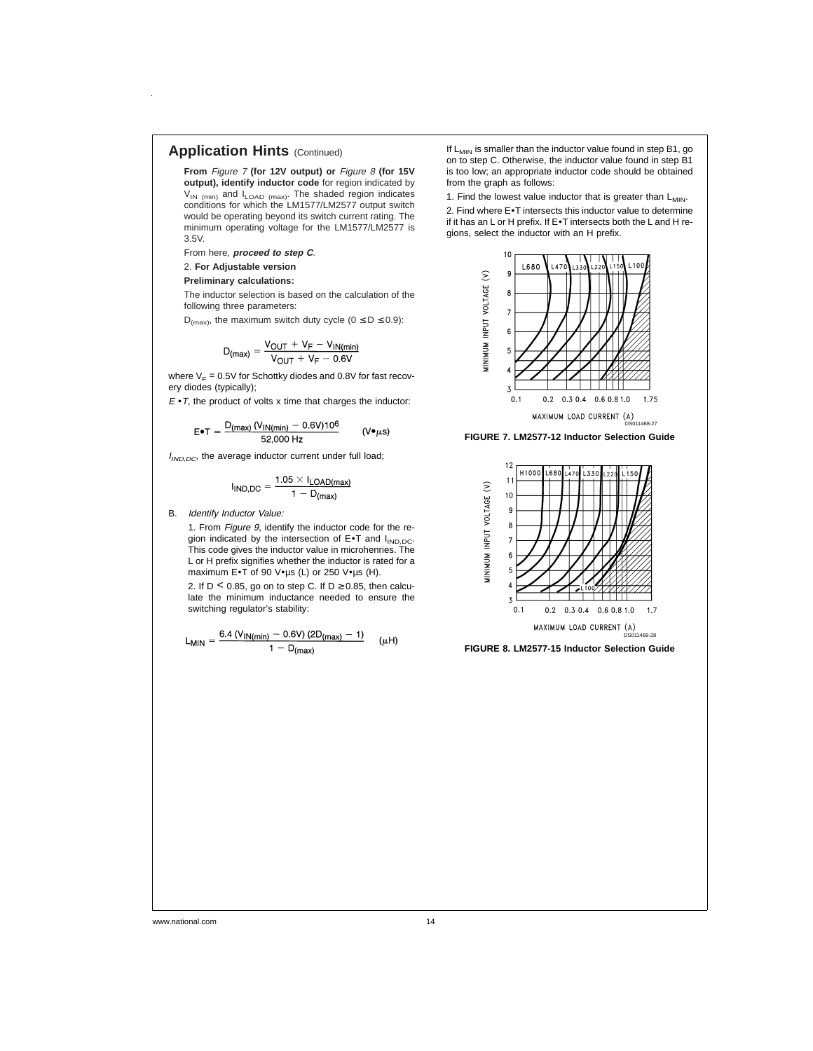## Application Hints (Continued)

**From** *Figure 7* **(for 12V output) or** *Figure 8* **(for 15V output), identify inductor code** for region indicated by $V_{IN\ (min)}$ and $I_{LOAD\ (max)}$. The shaded region indicates conditions for which the LM1577/LM2577 output switch would be operating beyond its switch current rating. The minimum operating voltage for the LM1577/LM2577 is 3.5V.

From here, ***proceed to step C***.

2. **For Adjustable version**

**Preliminary calculations:**

The inductor selection is based on the calculation of the following three parameters:

$D_{(max)}$, the maximum switch duty cycle ($0 \leq D \leq 0.9$):

$$D_{(max)} = \frac{V_{OUT} + V_F - V_{IN(min)}}{V_{OUT} + V_F - 0.6V}$$

where $V_F$ = 0.5V for Schottky diodes and 0.8V for fast recovery diodes (typically);

*E • T*, the product of volts x time that charges the inductor:

$$E \bullet T = \frac{D_{(max)} (V_{IN(min)} - 0.6V) 10^6}{52{,}000 \text{ Hz}} \qquad (V \bullet \mu s)$$

$I_{IND,DC}$, the average inductor current under full load;

$$I_{IND,DC} = \frac{1.05 \times I_{LOAD(max)}}{1 - D_{(max)}}$$

B. *Identify Inductor Value:*

1. From *Figure 9*, identify the inductor code for the region indicated by the intersection of E•T and $I_{IND,DC}$. This code gives the inductor value in microhenries. The L or H prefix signifies whether the inductor is rated for a maximum E•T of 90 V•µs (L) or 250 V•µs (H).

2. If D < 0.85, go on to step C. If D ≥ 0.85, then calculate the minimum inductance needed to ensure the switching regulator's stability:

$$L_{MIN} = \frac{6.4 (V_{IN(min)} - 0.6V) (2D_{(max)} - 1)}{1 - D_{(max)}} \qquad (\mu H)$$

If $L_{MIN}$ is smaller than the inductor value found in step B1, go on to step C. Otherwise, the inductor value found in step B1 is too low; an appropriate inductor code should be obtained from the graph as follows:

1. Find the lowest value inductor that is greater than $L_{MIN}$.

2. Find where E•T intersects this inductor value to determine if it has an L or H prefix. If E•T intersects both the L and H regions, select the inductor with an H prefix.

MINIMUM INPUT VOLTAGE (V)
10
9
8
7
6
5
4
3
L680 L470 L330 L220 L150 L100
0.1 0.2 0.3 0.4 0.6 0.8 1.0 1.75
MAXIMUM LOAD CURRENT (A)
DS011468-27

**FIGURE 7. LM2577-12 Inductor Selection Guide**

MINIMUM INPUT VOLTAGE (V)
12
11
10
9
8
7
6
5
4
3
H1000 L680 L470 L330 L220 L150
L100
0.1 0.2 0.3 0.4 0.6 0.8 1.0 1.7
MAXIMUM LOAD CURRENT (A)
DS011468-28

**FIGURE 8. LM2577-15 Inductor Selection Guide**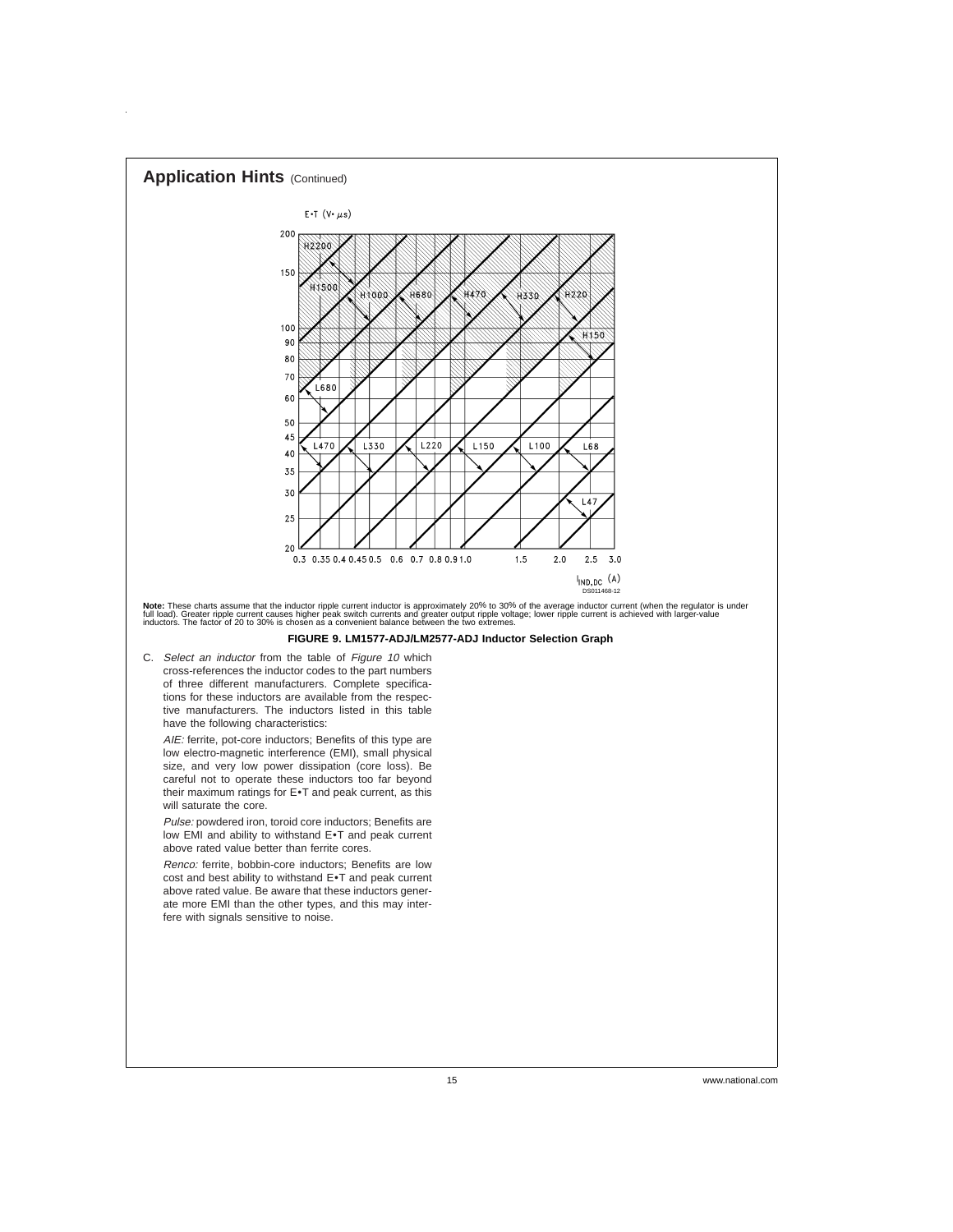## Application Hints (Continued)

**Note:** These charts assume that the inductor ripple current inductor is approximately 20% to 30% of the average inductor current (when the regulator is under full load). Greater ripple current causes higher peak switch currents and greater output ripple voltage; lower ripple current is achieved with larger-value inductors. The factor of 20 to 30% is chosen as a convenient balance between the two extremes.

**FIGURE 9. LM1577-ADJ/LM2577-ADJ Inductor Selection Graph**

C. *Select an inductor* from the table of *Figure 10* which cross-references the inductor codes to the part numbers of three different manufacturers. Complete specifications for these inductors are available from the respective manufacturers. The inductors listed in this table have the following characteristics:

*AIE:* ferrite, pot-core inductors; Benefits of this type are low electro-magnetic interference (EMI), small physical size, and very low power dissipation (core loss). Be careful not to operate these inductors too far beyond their maximum ratings for E•T and peak current, as this will saturate the core.

*Pulse:* powdered iron, toroid core inductors; Benefits are low EMI and ability to withstand E•T and peak current above rated value better than ferrite cores.

*Renco:* ferrite, bobbin-core inductors; Benefits are low cost and best ability to withstand E•T and peak current above rated value. Be aware that these inductors generate more EMI than the other types, and this may interfere with signals sensitive to noise.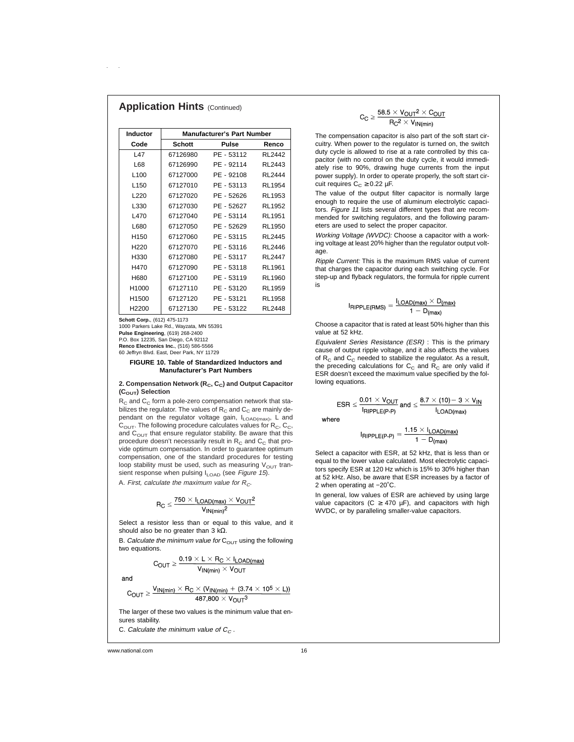## Application Hints (Continued)

| Inductor | Manufacturer's Part Number | | |
|---|---|---|---|
| Code | Schott | Pulse | Renco |
| L47 | 67126980 | PE - 53112 | RL2442 |
| L68 | 67126990 | PE - 92114 | RL2443 |
| L100 | 67127000 | PE - 92108 | RL2444 |
| L150 | 67127010 | PE - 53113 | RL1954 |
| L220 | 67127020 | PE - 52626 | RL1953 |
| L330 | 67127030 | PE - 52627 | RL1952 |
| L470 | 67127040 | PE - 53114 | RL1951 |
| L680 | 67127050 | PE - 52629 | RL1950 |
| H150 | 67127060 | PE - 53115 | RL2445 |
| H220 | 67127070 | PE - 53116 | RL2446 |
| H330 | 67127080 | PE - 53117 | RL2447 |
| H470 | 67127090 | PE - 53118 | RL1961 |
| H680 | 67127100 | PE - 53119 | RL1960 |
| H1000 | 67127110 | PE - 53120 | RL1959 |
| H1500 | 67127120 | PE - 53121 | RL1958 |
| H2200 | 67127130 | PE - 53122 | RL2448 |

**Schott Corp.**, (612) 475-1173
1000 Parkers Lake Rd., Wayzata, MN 55391
**Pulse Engineering**, (619) 268-2400
P.O. Box 12235, San Diego, CA 92112
**Renco Electronics Inc.**, (516) 586-5566
60 Jeffryn Blvd. East, Deer Park, NY 11729

**FIGURE 10. Table of Standardized Inductors and Manufacturer's Part Numbers**

**2. Compensation Network ($R_C$, $C_C$) and Output Capacitor ($C_{OUT}$) Selection**

$R_C$ and $C_C$ form a pole-zero compensation network that stabilizes the regulator. The values of $R_C$ and $C_C$ are mainly dependant on the regulator voltage gain, $I_{LOAD(max)}$, L and $C_{OUT}$. The following procedure calculates values for $R_C$, $C_C$, and $C_{OUT}$ that ensure regulator stability. Be aware that this procedure doesn't necessarily result in $R_C$ and $C_C$ that provide optimum compensation. In order to guarantee optimum compensation, one of the standard procedures for testing loop stability must be used, such as measuring $V_{OUT}$ transient response when pulsing $I_{LOAD}$ (see *Figure 15*).

A. *First, calculate the maximum value for $R_C$.*

$$R_C \leq \frac{750 \times I_{LOAD(max)} \times V_{OUT}^2}{V_{IN(min)}^2}$$

Select a resistor less than or equal to this value, and it should also be no greater than 3 kΩ.

B. *Calculate the minimum value for* $C_{OUT}$ using the following two equations.

$$C_{OUT} \geq \frac{0.19 \times L \times R_C \times I_{LOAD(max)}}{V_{IN(min)} \times V_{OUT}}$$

and

$$C_{OUT} \geq \frac{V_{IN(min)} \times R_C \times (V_{IN(min)} + (3.74 \times 10^5 \times L))}{487{,}800 \times V_{OUT}^3}$$

The larger of these two values is the minimum value that ensures stability.

C. *Calculate the minimum value of $C_C$.*

$$C_C \geq \frac{58.5 \times V_{OUT}^2 \times C_{OUT}}{R_C^2 \times V_{IN(min)}}$$

The compensation capacitor is also part of the soft start circuitry. When power to the regulator is turned on, the switch duty cycle is allowed to rise at a rate controlled by this capacitor (with no control on the duty cycle, it would immediately rise to 90%, drawing huge currents from the input power supply). In order to operate properly, the soft start circuit requires $C_C \geq 0.22$ µF.

The value of the output filter capacitor is normally large enough to require the use of aluminum electrolytic capacitors. *Figure 11* lists several different types that are recommended for switching regulators, and the following parameters are used to select the proper capacitor.

*Working Voltage (WVDC):* Choose a capacitor with a working voltage at least 20% higher than the regulator output voltage.

*Ripple Current:* This is the maximum RMS value of current that charges the capacitor during each switching cycle. For step-up and flyback regulators, the formula for ripple current is

$$I_{RIPPLE(RMS)} = \frac{I_{LOAD(max)} \times D_{(max)}}{1 - D_{(max)}}$$

Choose a capacitor that is rated at least 50% higher than this value at 52 kHz.

*Equivalent Series Resistance (ESR)* : This is the primary cause of output ripple voltage, and it also affects the values of $R_C$ and $C_C$ needed to stabilize the regulator. As a result, the preceding calculations for $C_C$ and $R_C$ are only valid if ESR doesn't exceed the maximum value specified by the following equations.

$$ESR \leq \frac{0.01 \times V_{OUT}}{I_{RIPPLE(P\text{-}P)}} \text{ and } \leq \frac{8.7 \times (10) - 3 \times V_{IN}}{I_{LOAD(max)}}$$

where

$$I_{RIPPLE(P\text{-}P)} = \frac{1.15 \times I_{LOAD(max)}}{1 - D_{(max)}}$$

Select a capacitor with ESR, at 52 kHz, that is less than or equal to the lower value calculated. Most electrolytic capacitors specify ESR at 120 Hz which is 15% to 30% higher than at 52 kHz. Also, be aware that ESR increases by a factor of 2 when operating at −20˚C.

In general, low values of ESR are achieved by using large value capacitors (C ≥ 470 µF), and capacitors with high WVDC, or by paralleling smaller-value capacitors.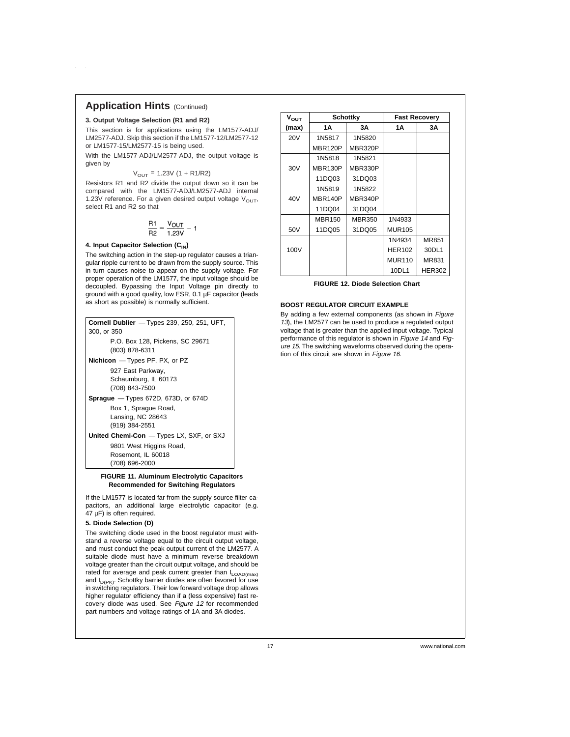## Application Hints (Continued)

### 3. Output Voltage Selection (R1 and R2)

This section is for applications using the LM1577-ADJ/ LM2577-ADJ. Skip this section if the LM1577-12/LM2577-12 or LM1577-15/LM2577-15 is being used.

With the LM1577-ADJ/LM2577-ADJ, the output voltage is given by

$$V_{OUT} = 1.23V\ (1 + R1/R2)$$

Resistors R1 and R2 divide the output down so it can be compared with the LM1577-ADJ/LM2577-ADJ internal 1.23V reference. For a given desired output voltage $V_{OUT}$, select R1 and R2 so that

$$\frac{R1}{R2} = \frac{V_{OUT}}{1.23V} - 1$$

### 4. Input Capacitor Selection ($C_{IN}$)

The switching action in the step-up regulator causes a triangular ripple current to be drawn from the supply source. This in turn causes noise to appear on the supply voltage. For proper operation of the LM1577, the input voltage should be decoupled. Bypassing the Input Voltage pin directly to ground with a good quality, low ESR, 0.1 µF capacitor (leads as short as possible) is normally sufficient.

**Cornell Dublier** — Types 239, 250, 251, UFT, 300, or 350
P.O. Box 128, Pickens, SC 29671
(803) 878-6311

**Nichicon** — Types PF, PX, or PZ
927 East Parkway,
Schaumburg, IL 60173
(708) 843-7500

**Sprague** — Types 672D, 673D, or 674D
Box 1, Sprague Road,
Lansing, NC 28643
(919) 384-2551

**United Chemi-Con** — Types LX, SXF, or SXJ
9801 West Higgins Road,
Rosemont, IL 60018
(708) 696-2000

**FIGURE 11. Aluminum Electrolytic Capacitors Recommended for Switching Regulators**

If the LM1577 is located far from the supply source filter capacitors, an additional large electrolytic capacitor (e.g. 47 µF) is often required.

### 5. Diode Selection (D)

The switching diode used in the boost regulator must withstand a reverse voltage equal to the circuit output voltage, and must conduct the peak output current of the LM2577. A suitable diode must have a minimum reverse breakdown voltage greater than the circuit output voltage, and should be rated for average and peak current greater than $I_{LOAD(max)}$ and $I_{D(PK)}$. Schottky barrier diodes are often favored for use in switching regulators. Their low forward voltage drop allows higher regulator efficiency than if a (less expensive) fast recovery diode was used. See *Figure 12* for recommended part numbers and voltage ratings of 1A and 3A diodes.

| $V_{OUT}$ | Schottky | | Fast Recovery | |
|---|---|---|---|---|
| (max) | 1A | 3A | 1A | 3A |
| 20V | 1N5817<br>MBR120P | 1N5820<br>MBR320P | | |
| 30V | 1N5818<br>MBR130P<br>11DQ03 | 1N5821<br>MBR330P<br>31DQ03 | | |
| 40V | 1N5819<br>MBR140P<br>11DQ04 | 1N5822<br>MBR340P<br>31DQ04 | | |
| 50V | MBR150<br>11DQ05 | MBR350<br>31DQ05 | 1N4933<br>MUR105 | |
| 100V | | | 1N4934<br>HER102<br>MUR110<br>10DL1 | MR851<br>30DL1<br>MR831<br>HER302 |

**FIGURE 12. Diode Selection Chart**

### BOOST REGULATOR CIRCUIT EXAMPLE

By adding a few external components (as shown in *Figure 13*), the LM2577 can be used to produce a regulated output voltage that is greater than the applied input voltage. Typical performance of this regulator is shown in *Figure 14* and *Figure 15*. The switching waveforms observed during the operation of this circuit are shown in *Figure 16*.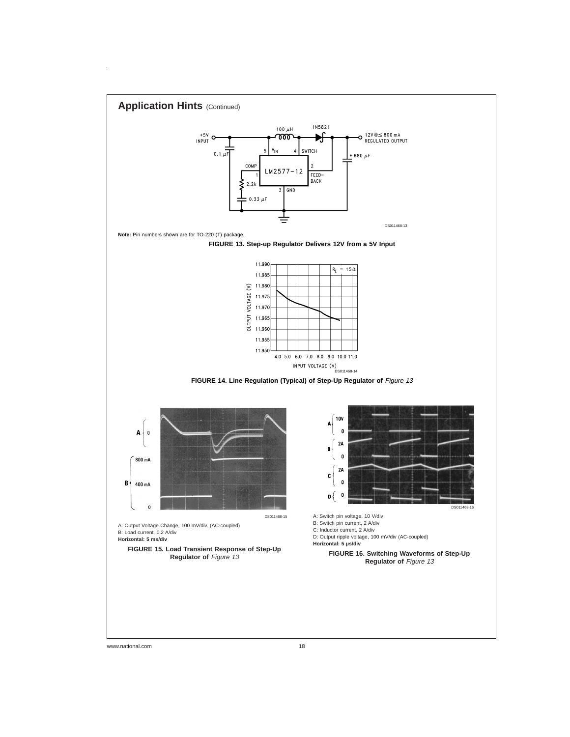## Application Hints (Continued)

+5V INPUT

0.1 µF

100 µH

1N5821

5 $V_{IN}$

4 SWITCH

COMP

LM2577−12

1

2

FEED-BACK

2.2k

0.33 µF

3 GND

+ 680 µF

12V @ ≤ 800 mA REGULATED OUTPUT

DS011468-13

**Note:** Pin numbers shown are for TO-220 (T) package.

**FIGURE 13. Step-up Regulator Delivers 12V from a 5V Input**

OUTPUT VOLTAGE (V)

11.990
11.985
11.980
11.975
11.970
11.965
11.960
11.955
11.950

$R_L$ = 15Ω

4.0 5.0 6.0 7.0 8.0 9.0 10.0 11.0

INPUT VOLTAGE (V)

DS011468-14

**FIGURE 14. Line Regulation (Typical) of Step-Up Regulator of *Figure 13***

A 0

B 800 mA
400 mA
0

DS011468-15

A: Output Voltage Change, 100 mV/div. (AC-coupled)
B: Load current, 0.2 A/div
**Horizontal: 5 ms/div**

**FIGURE 15. Load Transient Response of Step-Up Regulator of *Figure 13***

A 10V 0

B 2A 0

C 2A 0

D 0

DS011468-16

A: Switch pin voltage, 10 V/div
B: Switch pin current, 2 A/div
C: Inductor current, 2 A/div
D: Output ripple voltage, 100 mV/div (AC-coupled)
**Horizontal: 5 µs/div**

**FIGURE 16. Switching Waveforms of Step-Up Regulator of *Figure 13***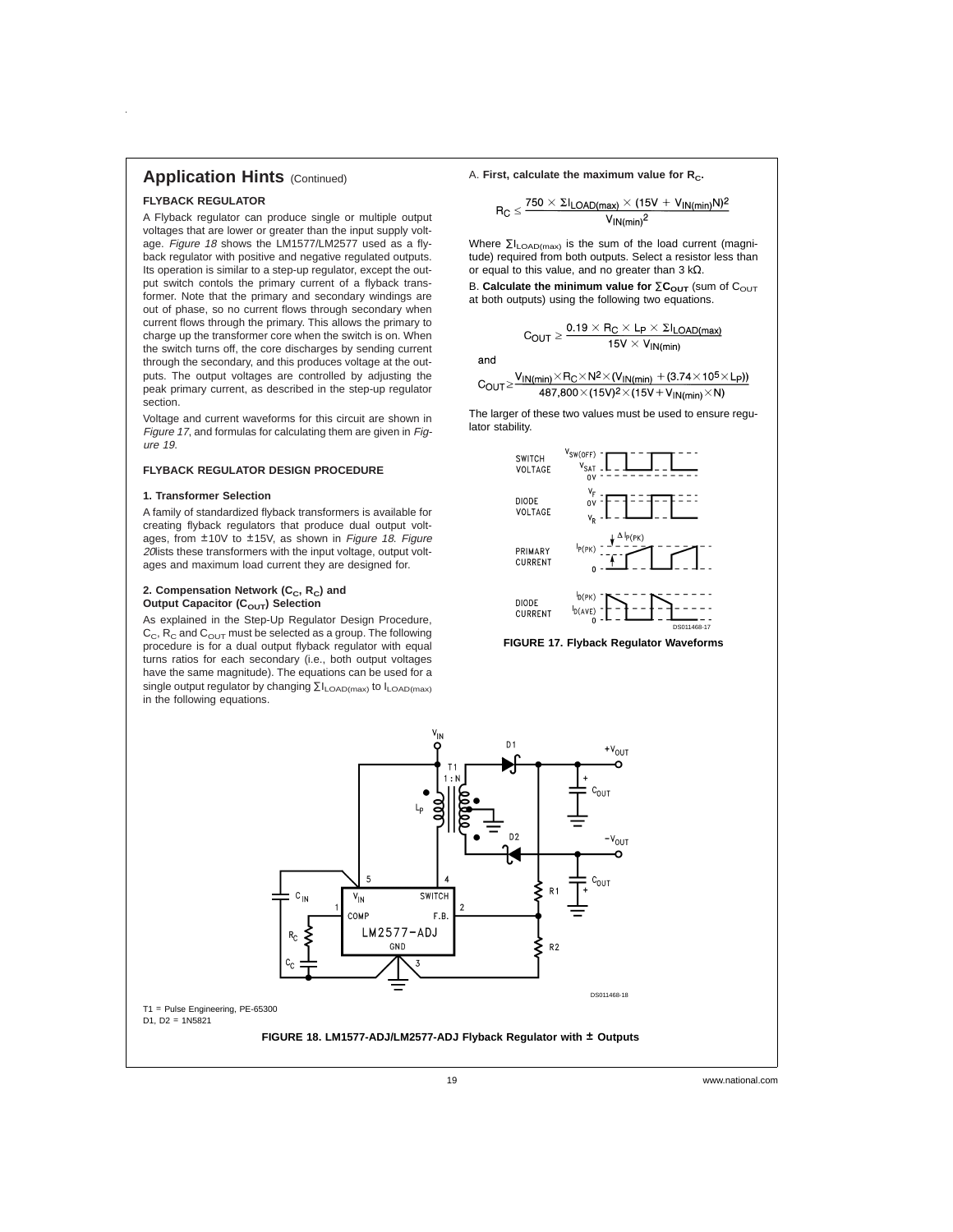## Application Hints (Continued)

### FLYBACK REGULATOR

A Flyback regulator can produce single or multiple output voltages that are lower or greater than the input supply voltage. *Figure 18* shows the LM1577/LM2577 used as a flyback regulator with positive and negative regulated outputs. Its operation is similar to a step-up regulator, except the output switch contols the primary current of a flyback transformer. Note that the primary and secondary windings are out of phase, so no current flows through secondary when current flows through the primary. This allows the primary to charge up the transformer core when the switch is on. When the switch turns off, the core discharges by sending current through the secondary, and this produces voltage at the outputs. The output voltages are controlled by adjusting the peak primary current, as described in the step-up regulator section.

Voltage and current waveforms for this circuit are shown in *Figure 17*, and formulas for calculating them are given in *Figure 19*.

### FLYBACK REGULATOR DESIGN PROCEDURE

#### 1. Transformer Selection

A family of standardized flyback transformers is available for creating flyback regulators that produce dual output voltages, from ±10V to ±15V, as shown in *Figure 18*. *Figure 20*lists these transformers with the input voltage, output voltages and maximum load current they are designed for.

#### 2. Compensation Network ($C_C$, $R_C$) and Output Capacitor ($C_{OUT}$) Selection

As explained in the Step-Up Regulator Design Procedure, $C_C$, $R_C$ and $C_{OUT}$ must be selected as a group. The following procedure is for a dual output flyback regulator with equal turns ratios for each secondary (i.e., both output voltages have the same magnitude). The equations can be used for a single output regulator by changing $\Sigma I_{LOAD(max)}$ to $I_{LOAD(max)}$ in the following equations.

A. **First, calculate the maximum value for $R_C$.**

$$R_C \leq \frac{750 \times \Sigma I_{LOAD(max)} \times (15V + V_{IN(min)}N)^2}{V_{IN(min)}^2}$$

Where $\Sigma I_{LOAD(max)}$ is the sum of the load current (magnitude) required from both outputs. Select a resistor less than or equal to this value, and no greater than 3 kΩ.

B. **Calculate the minimum value for $\Sigma C_{OUT}$** (sum of $C_{OUT}$ at both outputs) using the following two equations.

$$C_{OUT} \geq \frac{0.19 \times R_C \times L_P \times \Sigma I_{LOAD(max)}}{15V \times V_{IN(min)}}$$

and

$$C_{OUT} \geq \frac{V_{IN(min)} \times R_C \times N^2 \times (V_{IN(min)} + (3.74 \times 10^5 \times L_P))}{487{,}800 \times (15V)^2 \times (15V + V_{IN(min)} \times N)}$$

The larger of these two values must be used to ensure regulator stability.

SWITCH VOLTAGE
$V_{SW(OFF)}$
$V_{SAT}$
0V
DIODE VOLTAGE
$V_F$
0V
$V_R$
PRIMARY CURRENT
$\Delta I_{P(PK)}$
$I_{P(PK)}$
0
DIODE CURRENT
$I_{D(PK)}$
$I_{D(AVE)}$
0
DS011468-17

**FIGURE 17. Flyback Regulator Waveforms**

$V_{IN}$
T1
1 : N
$L_P$
D1
D2
$+V_{OUT}$
$-V_{OUT}$
$C_{OUT}$
$C_{OUT}$
R1
R2
$C_{IN}$
$R_C$
$C_C$
5
4
1
2
3
$V_{IN}$
SWITCH
COMP
F.B.
LM2577-ADJ
GND
DS011468-18

T1 = Pulse Engineering, PE-65300
D1, D2 = 1N5821

**FIGURE 18. LM1577-ADJ/LM2577-ADJ Flyback Regulator with ± Outputs**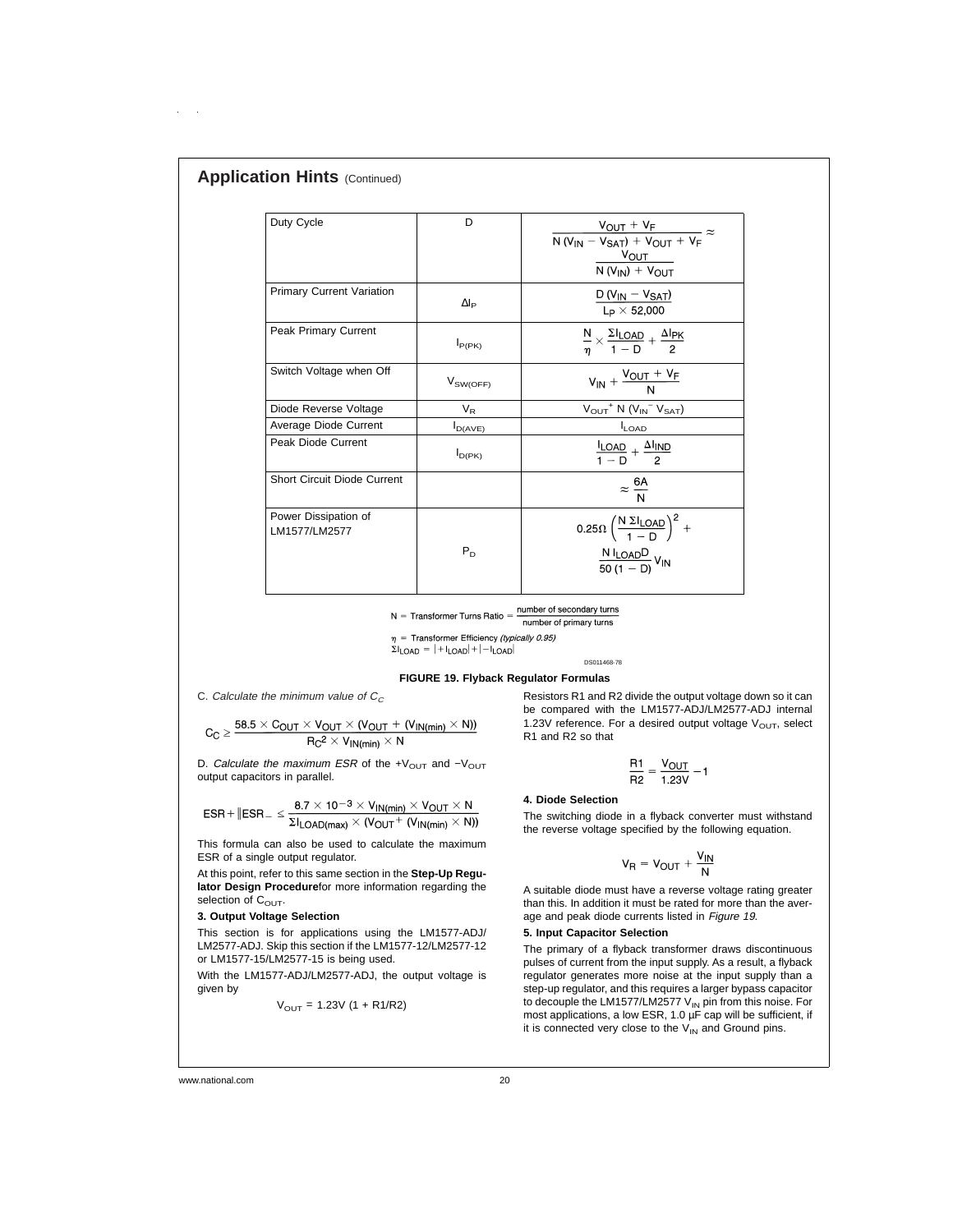## Application Hints (Continued)

| | | |
|---|---|---|
| Duty Cycle | D | $\frac{V_{OUT} + V_F}{N (V_{IN} - V_{SAT}) + V_{OUT} + V_F} \approx \frac{V_{OUT}}{N (V_{IN}) + V_{OUT}}$ |
| Primary Current Variation | $\Delta I_P$ | $\frac{D (V_{IN} - V_{SAT})}{L_P \times 52{,}000}$ |
| Peak Primary Current | $I_{P(PK)}$ | $\frac{N}{\eta} \times \frac{\Sigma I_{LOAD}}{1 - D} + \frac{\Delta I_{PK}}{2}$ |
| Switch Voltage when Off | $V_{SW(OFF)}$ | $V_{IN} + \frac{V_{OUT} + V_F}{N}$ |
| Diode Reverse Voltage | $V_R$ | $V_{OUT}{}^{+}\ N\ (V_{IN}{}^{-}\ V_{SAT})$ |
| Average Diode Current | $I_{D(AVE)}$ | $I_{LOAD}$ |
| Peak Diode Current | $I_{D(PK)}$ | $\frac{I_{LOAD}}{1 - D} + \frac{\Delta I_{IND}}{2}$ |
| Short Circuit Diode Current | | $\approx \frac{6A}{N}$ |
| Power Dissipation of LM1577/LM2577 | $P_D$ | $0.25\Omega \left(\frac{N\ \Sigma I_{LOAD}}{1 - D}\right)^2 + \frac{N\ I_{LOAD} D}{50\ (1 - D)} V_{IN}$ |

$$N = \text{Transformer Turns Ratio} = \frac{\text{number of secondary turns}}{\text{number of primary turns}}$$

$\eta$ = Transformer Efficiency *(typically 0.95)*

$\Sigma I_{LOAD} = |+I_{LOAD}| + |-I_{LOAD}|$

DS011468-78

**FIGURE 19. Flyback Regulator Formulas**

C. *Calculate the minimum value of $C_C$*

$$C_C \geq \frac{58.5 \times C_{OUT} \times V_{OUT} \times (V_{OUT} + (V_{IN(min)} \times N))}{R_C{}^2 \times V_{IN(min)} \times N}$$

D. *Calculate the maximum ESR* of the $+V_{OUT}$ and $-V_{OUT}$ output capacitors in parallel.

$$ESR_+ \| ESR_- \leq \frac{8.7 \times 10^{-3} \times V_{IN(min)} \times V_{OUT} \times N}{\Sigma I_{LOAD(max)} \times (V_{OUT} + (V_{IN(min)} \times N))}$$

This formula can also be used to calculate the maximum ESR of a single output regulator.

At this point, refer to this same section in the **Step-Up Regulator Design Procedure**for more information regarding the selection of $C_{OUT}$.

### 3. Output Voltage Selection

This section is for applications using the LM1577-ADJ/LM2577-ADJ. Skip this section if the LM1577-12/LM2577-12 or LM1577-15/LM2577-15 is being used.

With the LM1577-ADJ/LM2577-ADJ, the output voltage is given by

$$V_{OUT} = 1.23V\ (1 + R1/R2)$$

Resistors R1 and R2 divide the output voltage down so it can be compared with the LM1577-ADJ/LM2577-ADJ internal 1.23V reference. For a desired output voltage $V_{OUT}$, select R1 and R2 so that

$$\frac{R1}{R2} = \frac{V_{OUT}}{1.23V} - 1$$

### 4. Diode Selection

The switching diode in a flyback converter must withstand the reverse voltage specified by the following equation.

$$V_R = V_{OUT} + \frac{V_{IN}}{N}$$

A suitable diode must have a reverse voltage rating greater than this. In addition it must be rated for more than the average and peak diode currents listed in *Figure 19*.

### 5. Input Capacitor Selection

The primary of a flyback transformer draws discontinuous pulses of current from the input supply. As a result, a flyback regulator generates more noise at the input supply than a step-up regulator, and this requires a larger bypass capacitor to decouple the LM1577/LM2577 $V_{IN}$ pin from this noise. For most applications, a low ESR, 1.0 µF cap will be sufficient, if it is connected very close to the $V_{IN}$ and Ground pins.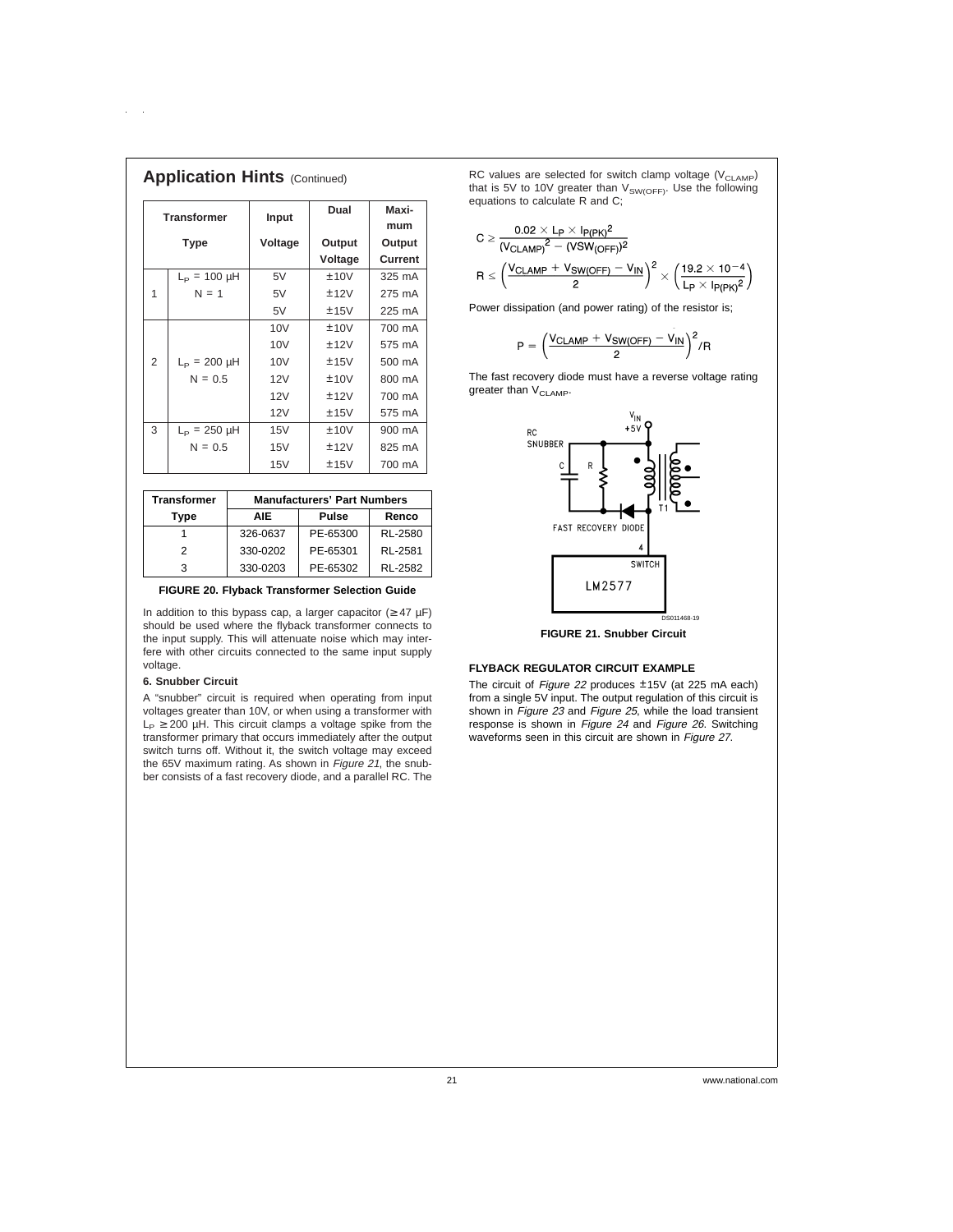## Application Hints (Continued)

| Transformer | | Input | Dual | Maximum |
|---|---|---|---|---|
| Type | | Voltage | Output Voltage | Output Current |
| 1 | $L_P$ = 100 µH | 5V | ±10V | 325 mA |
| | N = 1 | 5V | ±12V | 275 mA |
| | | 5V | ±15V | 225 mA |
| 2 | $L_P$ = 200 µH | 10V | ±10V | 700 mA |
| | N = 0.5 | 10V | ±12V | 575 mA |
| | | 10V | ±15V | 500 mA |
| | | 12V | ±10V | 800 mA |
| | | 12V | ±12V | 700 mA |
| | | 12V | ±15V | 575 mA |
| 3 | $L_P$ = 250 µH | 15V | ±10V | 900 mA |
| | N = 0.5 | 15V | ±12V | 825 mA |
| | | 15V | ±15V | 700 mA |

| Transformer | Manufacturers' Part Numbers | | |
|---|---|---|---|
| Type | AIE | Pulse | Renco |
| 1 | 326-0637 | PE-65300 | RL-2580 |
| 2 | 330-0202 | PE-65301 | RL-2581 |
| 3 | 330-0203 | PE-65302 | RL-2582 |

**FIGURE 20. Flyback Transformer Selection Guide**

In addition to this bypass cap, a larger capacitor (≥47 µF) should be used where the flyback transformer connects to the input supply. This will attenuate noise which may interfere with other circuits connected to the same input supply voltage.

**6. Snubber Circuit**

A "snubber" circuit is required when operating from input voltages greater than 10V, or when using a transformer with $L_P \geq 200$ µH. This circuit clamps a voltage spike from the transformer primary that occurs immediately after the output switch turns off. Without it, the switch voltage may exceed the 65V maximum rating. As shown in *Figure 21*, the snubber consists of a fast recovery diode, and a parallel RC. The RC values are selected for switch clamp voltage ($V_{CLAMP}$) that is 5V to 10V greater than $V_{SW(OFF)}$. Use the following equations to calculate R and C;

$$C \geq \frac{0.02 \times L_P \times I_{P(PK)}^2}{(V_{CLAMP})^2 - (VSW_{(OFF)})^2}$$

$$R \leq \left(\frac{V_{CLAMP} + V_{SW(OFF)} - V_{IN}}{2}\right)^2 \times \left(\frac{19.2 \times 10^{-4}}{L_P \times I_{P(PK)}^2}\right)$$

Power dissipation (and power rating) of the resistor is;

$$P = \left(\frac{V_{CLAMP} + V_{SW(OFF)} - V_{IN}}{2}\right)^2 / R$$

The fast recovery diode must have a reverse voltage rating greater than $V_{CLAMP}$.

**FIGURE 21. Snubber Circuit**

**FLYBACK REGULATOR CIRCUIT EXAMPLE**

The circuit of *Figure 22* produces ±15V (at 225 mA each) from a single 5V input. The output regulation of this circuit is shown in *Figure 23* and *Figure 25*, while the load transient response is shown in *Figure 24* and *Figure 26*. Switching waveforms seen in this circuit are shown in *Figure 27*.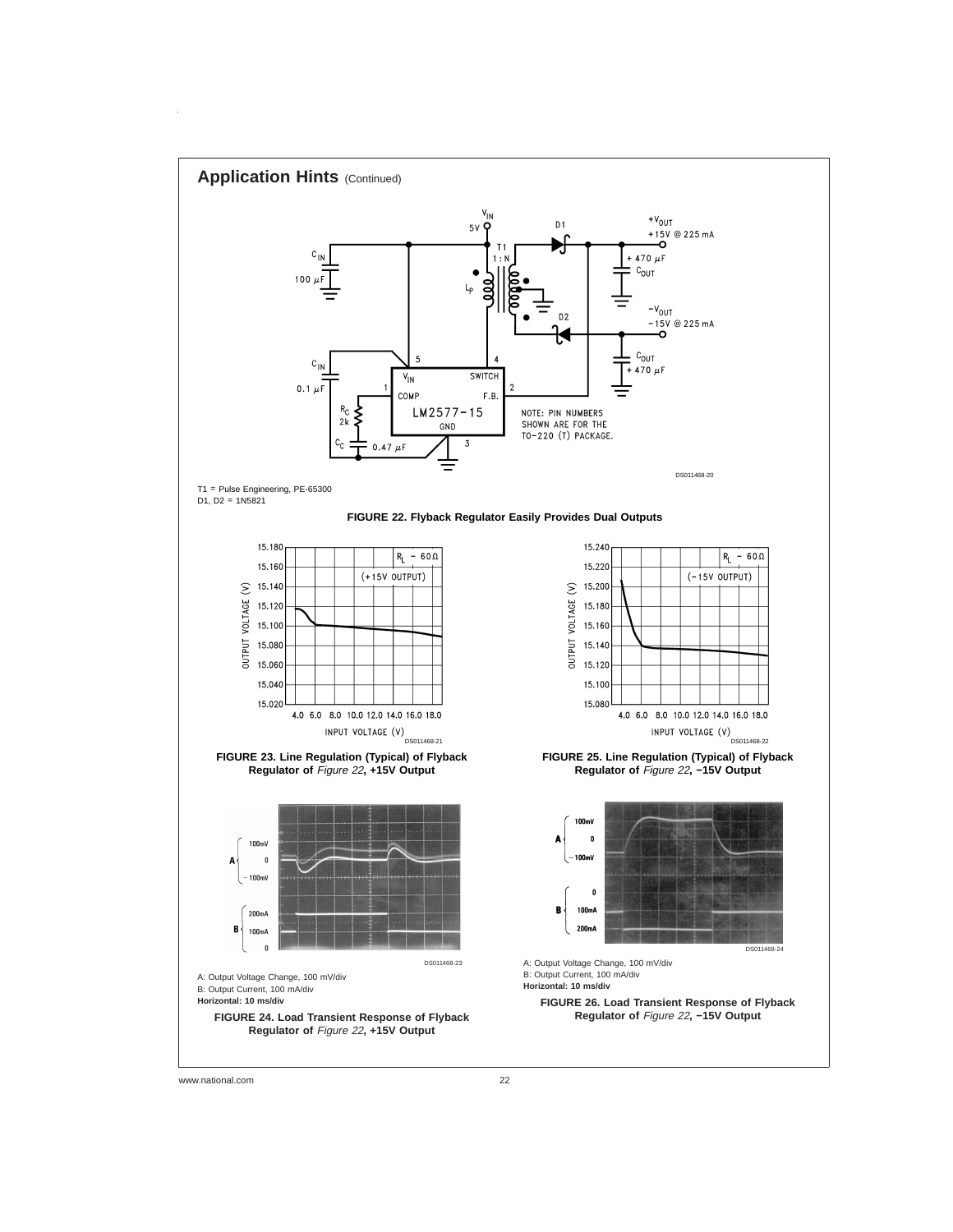## Application Hints (Continued)

$V_{IN}$

5V

$C_{IN}$

100 µF

T1

1 : N

$L_P$

D1

$+V_{OUT}$

+15V @ 225 mA

+ 470 µF

$C_{OUT}$

$-V_{OUT}$

−15V @ 225 mA

D2

$C_{OUT}$

+ 470 µF

$C_{IN}$

0.1 µF

5

4

1

2

$V_{IN}$

SWITCH

COMP

F.B.

LM2577-15

GND

3

$R_C$

2k

$C_C$

0.47 µF

NOTE: PIN NUMBERS SHOWN ARE FOR THE TO-220 (T) PACKAGE.

DS011468-20

T1 = Pulse Engineering, PE-65300

D1, D2 = 1N5821

**FIGURE 22. Flyback Regulator Easily Provides Dual Outputs**

OUTPUT VOLTAGE (V)

15.180

15.160

15.140

15.120

15.100

15.080

15.060

15.040

15.020

$R_L$ – 60Ω

(+15V OUTPUT)

4.0 6.0 8.0 10.0 12.0 14.0 16.0 18.0

INPUT VOLTAGE (V)

DS011468-21

**FIGURE 23. Line Regulation (Typical) of Flyback Regulator of *Figure 22*, +15V Output**

OUTPUT VOLTAGE (V)

15.240

15.220

15.200

15.180

15.160

15.140

15.120

15.100

15.080

$R_L$ – 60Ω

(−15V OUTPUT)

4.0 6.0 8.0 10.0 12.0 14.0 16.0 18.0

INPUT VOLTAGE (V)

DS011468-22

**FIGURE 25. Line Regulation (Typical) of Flyback Regulator of *Figure 22*, −15V Output**

A

100mV

0

−100mV

B

200mA

100mA

0

DS011468-23

A: Output Voltage Change, 100 mV/div

B: Output Current, 100 mA/div

**Horizontal: 10 ms/div**

**FIGURE 24. Load Transient Response of Flyback Regulator of *Figure 22*, +15V Output**

A

100mV

0

−100mV

B

0

100mA

200mA

DS011468-24

A: Output Voltage Change, 100 mV/div

B: Output Current, 100 mA/div

**Horizontal: 10 ms/div**

**FIGURE 26. Load Transient Response of Flyback Regulator of *Figure 22*, −15V Output**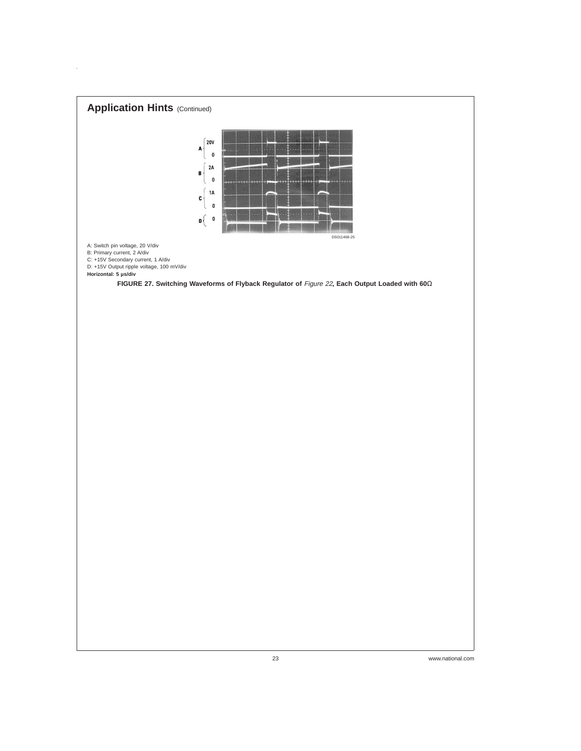## Application Hints (Continued)

A 20V 0
B 2A 0
C 1A 0
D 0

DS011468-25

A: Switch pin voltage, 20 V/div
B: Primary current, 2 A/div
C: +15V Secondary current, 1 A/div
D: +15V Output ripple voltage, 100 mV/div
**Horizontal: 5 µs/div**

**FIGURE 27. Switching Waveforms of Flyback Regulator of** *Figure 22***, Each Output Loaded with 60Ω**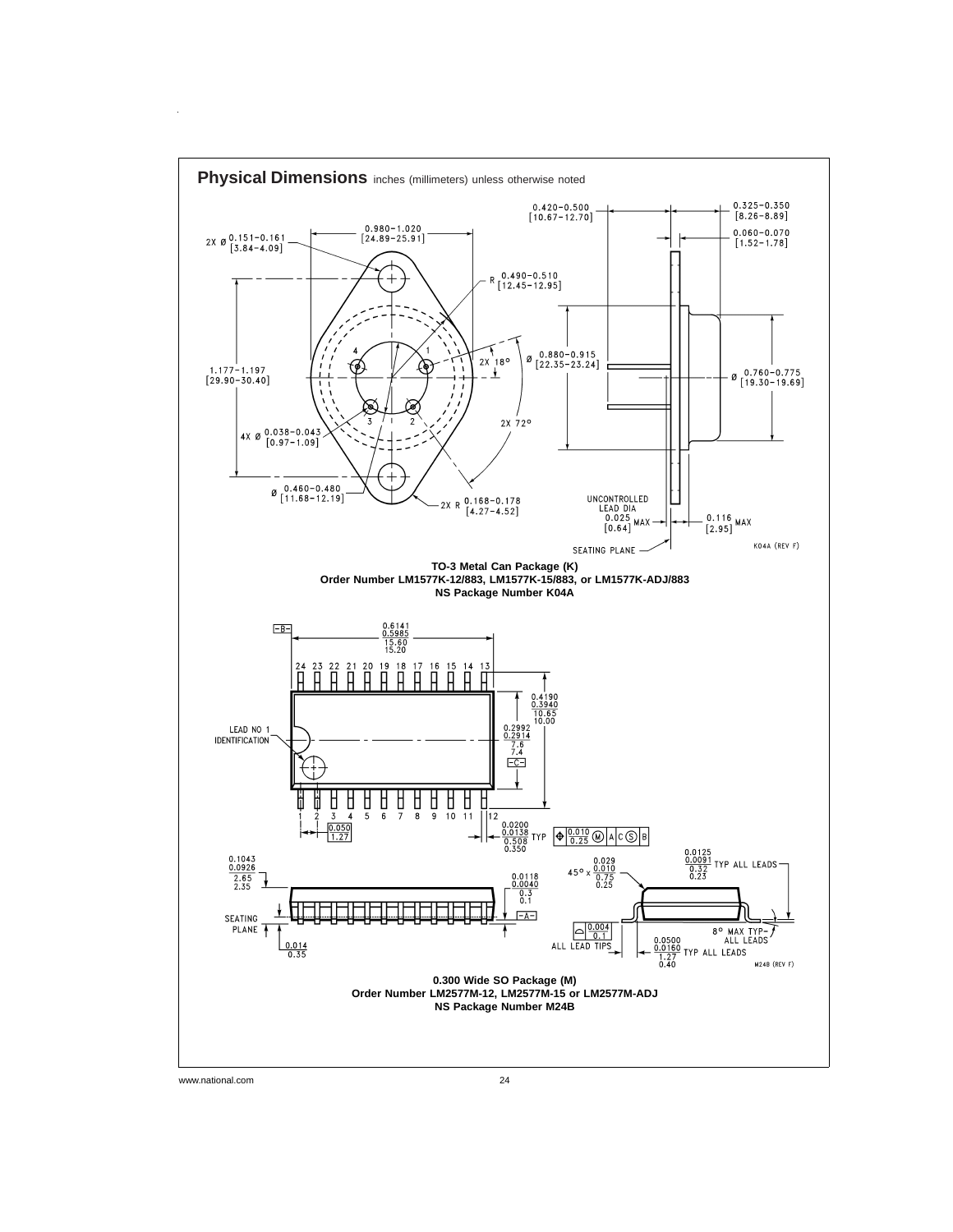## Physical Dimensions inches (millimeters) unless otherwise noted

0.980–1.020
[24.89–25.91]

2X Ø 0.151–0.161
[3.84–4.09]

R 0.490–0.510
[12.45–12.95]

1.177–1.197
[29.90–30.40]

2X 18°

Ø 0.880–0.915
[22.35–23.24]

4X Ø 0.038–0.043
[0.97–1.09]

2X 72°

Ø 0.460–0.480
[11.68–12.19]

2X R 0.168–0.178
[4.27–4.52]

0.420–0.500
[10.67–12.70]

0.325–0.350
[8.26–8.89]

0.060–0.070
[1.52–1.78]

Ø 0.760–0.775
[19.30–19.69]

UNCONTROLLED
LEAD DIA
0.025 MAX
[0.64]

0.116 MAX
[2.95]

SEATING PLANE

K04A (REV F)

**TO-3 Metal Can Package (K)**
**Order Number LM1577K-12/883, LM1577K-15/883, or LM1577K-ADJ/883**
**NS Package Number K04A**

-B-

0.6141
0.5985
15.60
15.20

24 23 22 21 20 19 18 17 16 15 14 13

0.4190
0.3940
10.65
10.00

LEAD NO 1
IDENTIFICATION

0.2992
0.2914
7.6
7.4

-C-

1 2 3 4 5 6 7 8 9 10 11 12

0.050
1.27

0.0200
0.0138 TYP
0.508
0.350

0.010 M A C S B
0.25

0.1043
0.0926
2.65
2.35

0.0118
0.0040
0.3
0.1

-A-

SEATING PLANE

0.014
0.35

45° x 0.029 / 0.010
0.75 / 0.25

0.0125
0.0091 TYP ALL LEADS
0.32
0.23

0.004
0.1
ALL LEAD TIPS

8° MAX TYP-
ALL LEADS

0.0500
0.0160 TYP ALL LEADS
1.27
0.40

M24B (REV F)

**0.300 Wide SO Package (M)**
**Order Number LM2577M-12, LM2577M-15 or LM2577M-ADJ**
**NS Package Number M24B**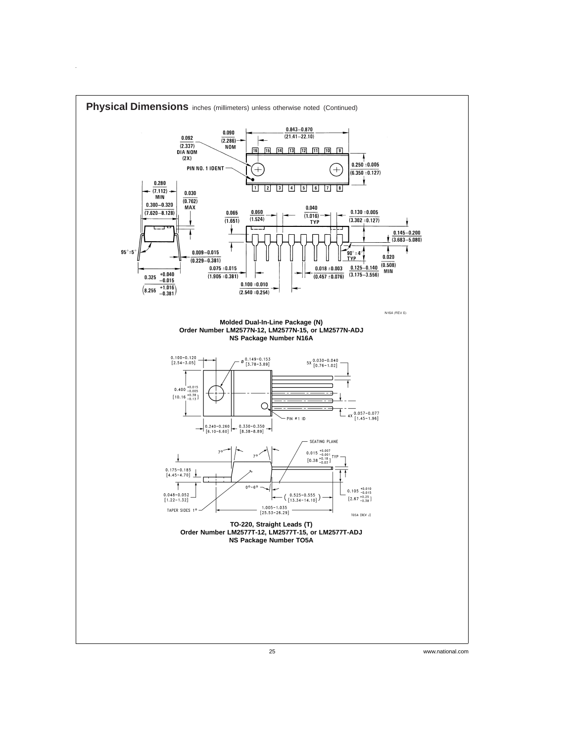## Physical Dimensions inches (millimeters) unless otherwise noted (Continued)

0.843−0.870
(21.41−22.10)
0.090
(2.286)
NOM
0.092
(2.337)
DIA NOM
(2X)
PIN NO. 1 IDENT
16 15 14 13 12 11 10 9
1 2 3 4 5 6 7 8
0.250 ±0.005
(6.350 ±0.127)
0.280
(7.112)
MIN
0.030
(0.762)
MAX
0.300−0.320
(7.620−8.128)
0.065
(1.651)
0.060
(1.524)
0.040
(1.016)
TYP
0.130 ±0.005
(3.302 ±0.127)
0.145−0.200
(3.683−5.080)
95°±5°
0.009−0.015
(0.229−0.381)
90°±4°
TYP
0.020
(0.508)
MIN
0.075 ±0.015
(1.905 ±0.381)
0.018 ±0.003
(0.457 ±0.076)
0.125−0.140
(3.175−3.556)
0.325 +0.040 −0.015
(8.255 +1.016 −0.381)
0.100 ±0.010
(2.540 ±0.254)
N16A (REV E)

**Molded Dual-In-Line Package (N)**
**Order Number LM2577N-12, LM2577N-15, or LM2577N-ADJ**
**NS Package Number N16A**

0.100−0.120
[2.54−3.05]
Ø 0.149−0.153
[3.78−3.89]
5X 0.030−0.040
[0.76−1.02]
0.400 +0.015 −0.005
[10.16 +0.38 −0.13]
PIN #1 ID
4X 0.057−0.077
[1.45−1.96]
0.240−0.260
[6.10−6.60]
0.330−0.350
[8.38−8.89]
SEATING PLANE
7°
7°
0.015 +0.007 −0.001 TYP
[0.38 +0.18 −0.03]
0.175−0.185
[4.45−4.70]
0°−6°
0.105 +0.010 −0.015
[2.67 +0.25 −0.38]
0.048−0.052
[1.22−1.32]
( 0.525−0.555
[13.34−14.10] )
TAPER SIDES 1°
1.005−1.035
[25.53−26.29]
T05A (REV J)

**TO-220, Straight Leads (T)**
**Order Number LM2577T-12, LM2577T-15, or LM2577T-ADJ**
**NS Package Number TO5A**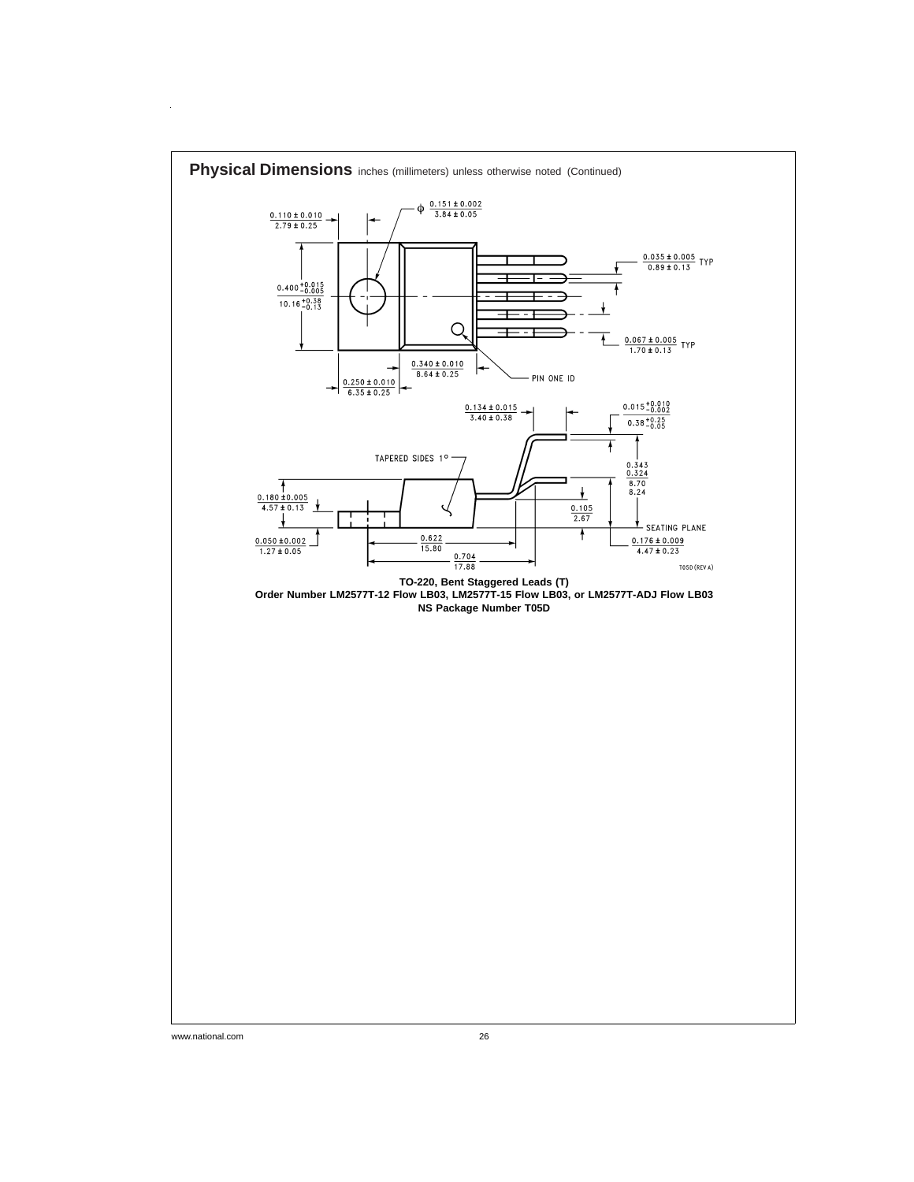## Physical Dimensions inches (millimeters) unless otherwise noted (Continued)

0.110 ± 0.010
2.79 ± 0.25

φ 0.151 ± 0.002
3.84 ± 0.05

0.035 ± 0.005 TYP
0.89 ± 0.13

0.400 +0.015 −0.005
10.16 +0.38 −0.13

0.067 ± 0.005 TYP
1.70 ± 0.13

0.340 ± 0.010
8.64 ± 0.25

PIN ONE ID

0.250 ± 0.010
6.35 ± 0.25

0.134 ± 0.015
3.40 ± 0.38

0.015 +0.010 −0.002
0.38 +0.25 −0.05

TAPERED SIDES 1°

0.343
0.324
8.70
8.24

0.180 ± 0.005
4.57 ± 0.13

0.105
2.67

SEATING PLANE

0.050 ± 0.002
1.27 ± 0.05

0.622
15.80

0.704
17.88

0.176 ± 0.009
4.47 ± 0.23

T05D (REV A)

**TO-220, Bent Staggered Leads (T)**
**Order Number LM2577T-12 Flow LB03, LM2577T-15 Flow LB03, or LM2577T-ADJ Flow LB03**
**NS Package Number T05D**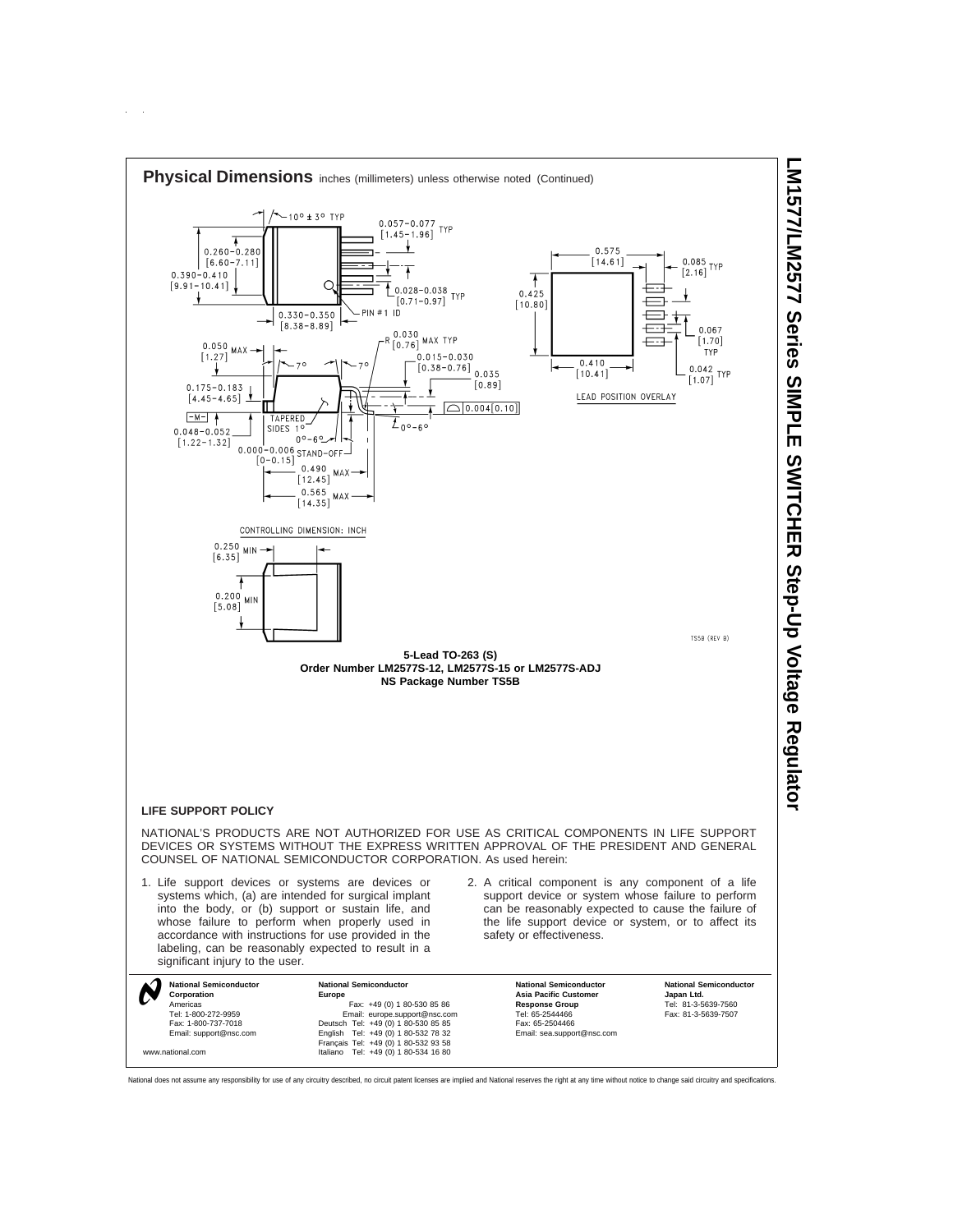## Physical Dimensions inches (millimeters) unless otherwise noted (Continued)

10° ± 3° TYP

0.057–0.077 [1.45–1.96] TYP

0.260–0.280 [6.60–7.11]

0.390–0.410 [9.91–10.41]

0.028–0.038 [0.71–0.97] TYP

PIN # 1 ID

0.330–0.350 [8.38–8.89]

0.575 [14.61]

0.085 [2.16] TYP

0.425 [10.80]

0.067 [1.70] TYP

0.410 [10.41]

0.042 [1.07] TYP

LEAD POSITION OVERLAY

0.050 [1.27] MAX

R 0.030 [0.76] MAX TYP

7°

7°

0.015–0.030 [0.38–0.76]

0.035 [0.89]

0.175–0.183 [4.45–4.65]

0.004 [0.10]

-M-

TAPERED SIDES 1°

0°–6°

0°–6°

0.048–0.052 [1.22–1.32]

0.000–0.006 [0–0.15] STAND-OFF

0.490 [12.45] MAX

0.565 [14.35] MAX

CONTROLLING DIMENSION: INCH

0.250 [6.35] MIN

0.200 [5.08] MIN

TS5B (REV B)

**5-Lead TO-263 (S)**
**Order Number LM2577S-12, LM2577S-15 or LM2577S-ADJ**
**NS Package Number TS5B**

### LIFE SUPPORT POLICY

NATIONAL'S PRODUCTS ARE NOT AUTHORIZED FOR USE AS CRITICAL COMPONENTS IN LIFE SUPPORT DEVICES OR SYSTEMS WITHOUT THE EXPRESS WRITTEN APPROVAL OF THE PRESIDENT AND GENERAL COUNSEL OF NATIONAL SEMICONDUCTOR CORPORATION. As used herein:

1. Life support devices or systems are devices or systems which, (a) are intended for surgical implant into the body, or (b) support or sustain life, and whose failure to perform when properly used in accordance with instructions for use provided in the labeling, can be reasonably expected to result in a significant injury to the user.
2. A critical component is any component of a life support device or system whose failure to perform can be reasonably expected to cause the failure of the life support device or system, or to affect its safety or effectiveness.

**National Semiconductor Corporation**
Americas
Tel: 1-800-272-9959
Fax: 1-800-737-7018
Email: support@nsc.com

www.national.com

**National Semiconductor Europe**
Fax: +49 (0) 1 80-530 85 86
Email: europe.support@nsc.com
Deutsch Tel: +49 (0) 1 80-530 85 85
English Tel: +49 (0) 1 80-532 78 32
Français Tel: +49 (0) 1 80-532 93 58
Italiano Tel: +49 (0) 1 80-534 16 80

**National Semiconductor Asia Pacific Customer Response Group**
Tel: 65-2544466
Fax: 65-2504466
Email: sea.support@nsc.com

**National Semiconductor Japan Ltd.**
Tel: 81-3-5639-7560
Fax: 81-3-5639-7507

National does not assume any responsibility for use of any circuitry described, no circuit patent licenses are implied and National reserves the right at any time without notice to change said circuitry and specifications.